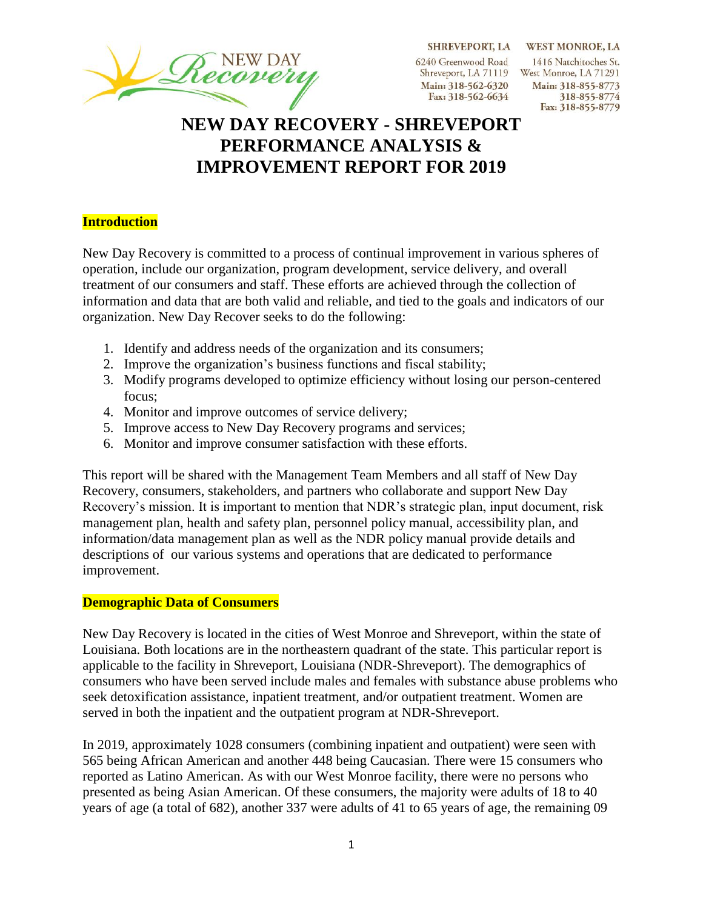SHREVEPORT, LA
6240 Greenwood Road
Shreveport, LA 71119
Main: 318-562-6320
Fax: 318-562-6634

WEST MONROE, LA
1416 Natchitoches St.
West Monroe, LA 71291
Main: 318-855-8773
318-855-8774
Fax: 318-855-8779

# NEW DAY RECOVERY - SHREVEPORT PERFORMANCE ANALYSIS & IMPROVEMENT REPORT FOR 2019

## Introduction

New Day Recovery is committed to a process of continual improvement in various spheres of operation, include our organization, program development, service delivery, and overall treatment of our consumers and staff. These efforts are achieved through the collection of information and data that are both valid and reliable, and tied to the goals and indicators of our organization. New Day Recover seeks to do the following:

1. Identify and address needs of the organization and its consumers;
2. Improve the organization's business functions and fiscal stability;
3. Modify programs developed to optimize efficiency without losing our person-centered focus;
4. Monitor and improve outcomes of service delivery;
5. Improve access to New Day Recovery programs and services;
6. Monitor and improve consumer satisfaction with these efforts.

This report will be shared with the Management Team Members and all staff of New Day Recovery, consumers, stakeholders, and partners who collaborate and support New Day Recovery's mission. It is important to mention that NDR's strategic plan, input document, risk management plan, health and safety plan, personnel policy manual, accessibility plan, and information/data management plan as well as the NDR policy manual provide details and descriptions of our various systems and operations that are dedicated to performance improvement.

## Demographic Data of Consumers

New Day Recovery is located in the cities of West Monroe and Shreveport, within the state of Louisiana. Both locations are in the northeastern quadrant of the state. This particular report is applicable to the facility in Shreveport, Louisiana (NDR-Shreveport). The demographics of consumers who have been served include males and females with substance abuse problems who seek detoxification assistance, inpatient treatment, and/or outpatient treatment. Women are served in both the inpatient and the outpatient program at NDR-Shreveport.

In 2019, approximately 1028 consumers (combining inpatient and outpatient) were seen with 565 being African American and another 448 being Caucasian. There were 15 consumers who reported as Latino American. As with our West Monroe facility, there were no persons who presented as being Asian American. Of these consumers, the majority were adults of 18 to 40 years of age (a total of 682), another 337 were adults of 41 to 65 years of age, the remaining 09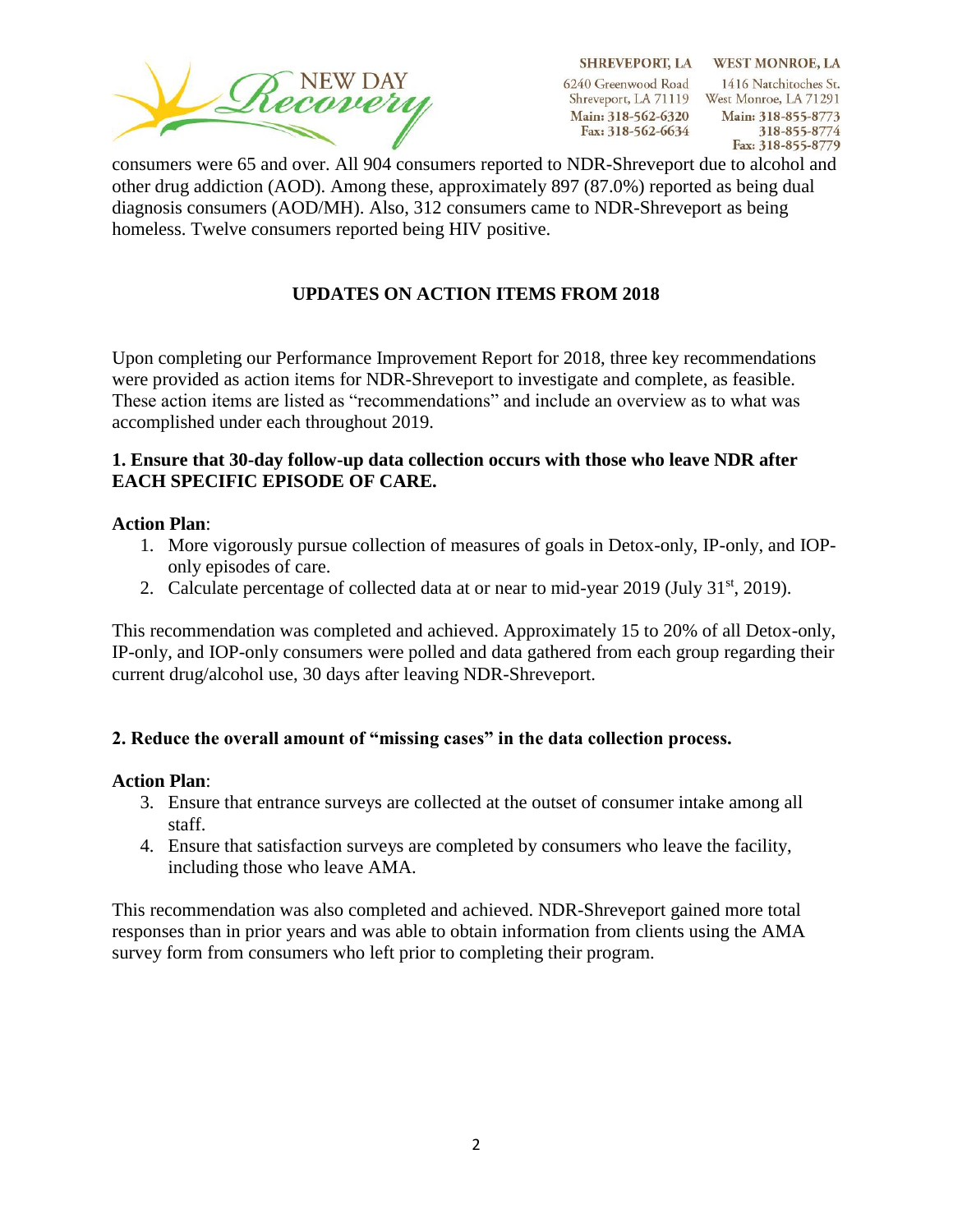consumers were 65 and over. All 904 consumers reported to NDR-Shreveport due to alcohol and other drug addiction (AOD). Among these, approximately 897 (87.0%) reported as being dual diagnosis consumers (AOD/MH). Also, 312 consumers came to NDR-Shreveport as being homeless. Twelve consumers reported being HIV positive.

## UPDATES ON ACTION ITEMS FROM 2018

Upon completing our Performance Improvement Report for 2018, three key recommendations were provided as action items for NDR-Shreveport to investigate and complete, as feasible. These action items are listed as "recommendations" and include an overview as to what was accomplished under each throughout 2019.

### 1. Ensure that 30-day follow-up data collection occurs with those who leave NDR after EACH SPECIFIC EPISODE OF CARE.

**Action Plan**:

1. More vigorously pursue collection of measures of goals in Detox-only, IP-only, and IOP-only episodes of care.
2. Calculate percentage of collected data at or near to mid-year 2019 (July 31st, 2019).

This recommendation was completed and achieved. Approximately 15 to 20% of all Detox-only, IP-only, and IOP-only consumers were polled and data gathered from each group regarding their current drug/alcohol use, 30 days after leaving NDR-Shreveport.

### 2. Reduce the overall amount of "missing cases" in the data collection process.

**Action Plan**:

3. Ensure that entrance surveys are collected at the outset of consumer intake among all staff.
4. Ensure that satisfaction surveys are completed by consumers who leave the facility, including those who leave AMA.

This recommendation was also completed and achieved. NDR-Shreveport gained more total responses than in prior years and was able to obtain information from clients using the AMA survey form from consumers who left prior to completing their program.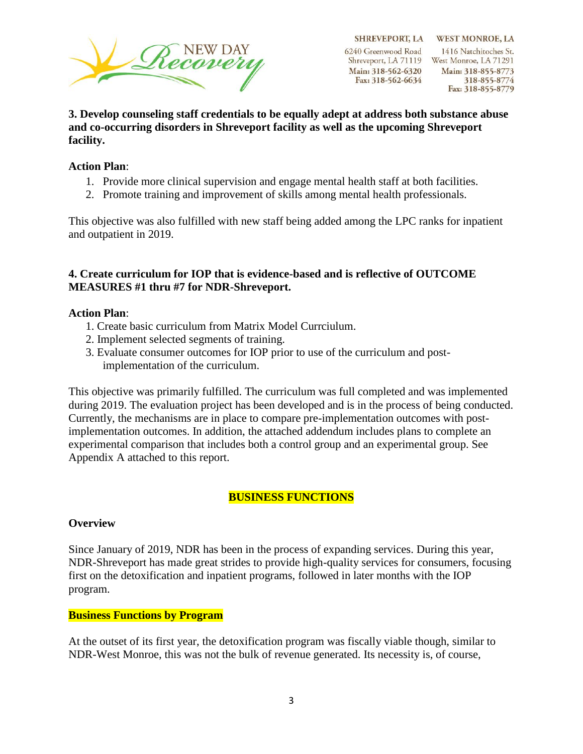**3. Develop counseling staff credentials to be equally adept at address both substance abuse and co-occurring disorders in Shreveport facility as well as the upcoming Shreveport facility.**

**Action Plan**:

1. Provide more clinical supervision and engage mental health staff at both facilities.
2. Promote training and improvement of skills among mental health professionals.

This objective was also fulfilled with new staff being added among the LPC ranks for inpatient and outpatient in 2019.

**4. Create curriculum for IOP that is evidence-based and is reflective of OUTCOME MEASURES #1 thru #7 for NDR-Shreveport.**

**Action Plan**:

1. Create basic curriculum from Matrix Model Currciulum.
2. Implement selected segments of training.
3. Evaluate consumer outcomes for IOP prior to use of the curriculum and post-implementation of the curriculum.

This objective was primarily fulfilled. The curriculum was full completed and was implemented during 2019. The evaluation project has been developed and is in the process of being conducted. Currently, the mechanisms are in place to compare pre-implementation outcomes with post-implementation outcomes. In addition, the attached addendum includes plans to complete an experimental comparison that includes both a control group and an experimental group. See Appendix A attached to this report.

## BUSINESS FUNCTIONS

**Overview**

Since January of 2019, NDR has been in the process of expanding services. During this year, NDR-Shreveport has made great strides to provide high-quality services for consumers, focusing first on the detoxification and inpatient programs, followed in later months with the IOP program.

**Business Functions by Program**

At the outset of its first year, the detoxification program was fiscally viable though, similar to NDR-West Monroe, this was not the bulk of revenue generated. Its necessity is, of course,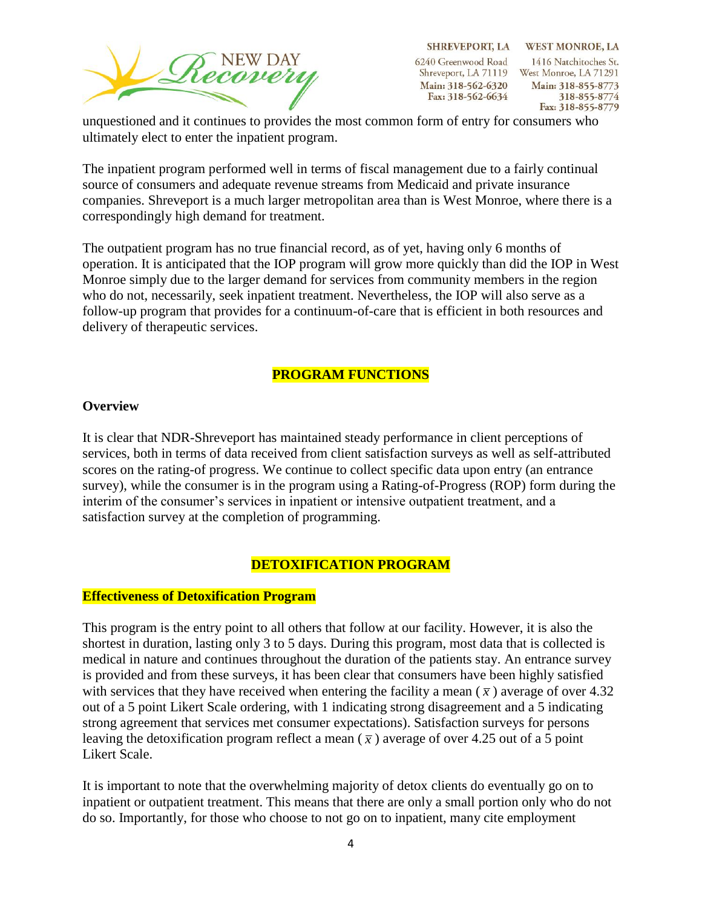unquestioned and it continues to provides the most common form of entry for consumers who ultimately elect to enter the inpatient program.

The inpatient program performed well in terms of fiscal management due to a fairly continual source of consumers and adequate revenue streams from Medicaid and private insurance companies. Shreveport is a much larger metropolitan area than is West Monroe, where there is a correspondingly high demand for treatment.

The outpatient program has no true financial record, as of yet, having only 6 months of operation. It is anticipated that the IOP program will grow more quickly than did the IOP in West Monroe simply due to the larger demand for services from community members in the region who do not, necessarily, seek inpatient treatment. Nevertheless, the IOP will also serve as a follow-up program that provides for a continuum-of-care that is efficient in both resources and delivery of therapeutic services.

## PROGRAM FUNCTIONS

### Overview

It is clear that NDR-Shreveport has maintained steady performance in client perceptions of services, both in terms of data received from client satisfaction surveys as well as self-attributed scores on the rating-of progress. We continue to collect specific data upon entry (an entrance survey), while the consumer is in the program using a Rating-of-Progress (ROP) form during the interim of the consumer's services in inpatient or intensive outpatient treatment, and a satisfaction survey at the completion of programming.

## DETOXIFICATION PROGRAM

### Effectiveness of Detoxification Program

This program is the entry point to all others that follow at our facility. However, it is also the shortest in duration, lasting only 3 to 5 days. During this program, most data that is collected is medical in nature and continues throughout the duration of the patients stay. An entrance survey is provided and from these surveys, it has been clear that consumers have been highly satisfied with services that they have received when entering the facility a mean ($\bar{x}$) average of over 4.32 out of a 5 point Likert Scale ordering, with 1 indicating strong disagreement and a 5 indicating strong agreement that services met consumer expectations). Satisfaction surveys for persons leaving the detoxification program reflect a mean ($\bar{x}$) average of over 4.25 out of a 5 point Likert Scale.

It is important to note that the overwhelming majority of detox clients do eventually go on to inpatient or outpatient treatment. This means that there are only a small portion only who do not do so. Importantly, for those who choose to not go on to inpatient, many cite employment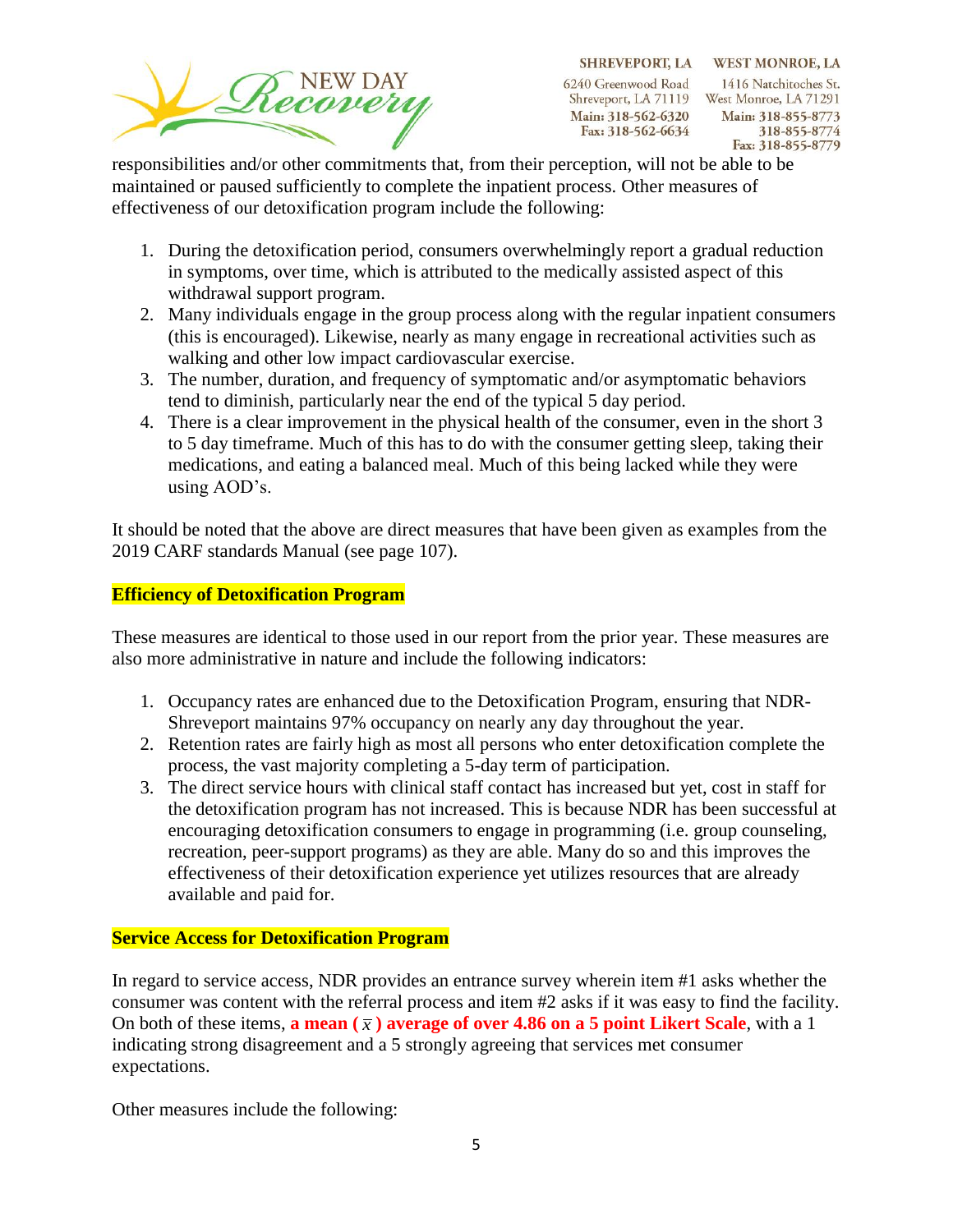responsibilities and/or other commitments that, from their perception, will not be able to be maintained or paused sufficiently to complete the inpatient process. Other measures of effectiveness of our detoxification program include the following:

1. During the detoxification period, consumers overwhelmingly report a gradual reduction in symptoms, over time, which is attributed to the medically assisted aspect of this withdrawal support program.
2. Many individuals engage in the group process along with the regular inpatient consumers (this is encouraged). Likewise, nearly as many engage in recreational activities such as walking and other low impact cardiovascular exercise.
3. The number, duration, and frequency of symptomatic and/or asymptomatic behaviors tend to diminish, particularly near the end of the typical 5 day period.
4. There is a clear improvement in the physical health of the consumer, even in the short 3 to 5 day timeframe. Much of this has to do with the consumer getting sleep, taking their medications, and eating a balanced meal. Much of this being lacked while they were using AOD's.

It should be noted that the above are direct measures that have been given as examples from the 2019 CARF standards Manual (see page 107).

**Efficiency of Detoxification Program**

These measures are identical to those used in our report from the prior year. These measures are also more administrative in nature and include the following indicators:

1. Occupancy rates are enhanced due to the Detoxification Program, ensuring that NDR-Shreveport maintains 97% occupancy on nearly any day throughout the year.
2. Retention rates are fairly high as most all persons who enter detoxification complete the process, the vast majority completing a 5-day term of participation.
3. The direct service hours with clinical staff contact has increased but yet, cost in staff for the detoxification program has not increased. This is because NDR has been successful at encouraging detoxification consumers to engage in programming (i.e. group counseling, recreation, peer-support programs) as they are able. Many do so and this improves the effectiveness of their detoxification experience yet utilizes resources that are already available and paid for.

**Service Access for Detoxification Program**

In regard to service access, NDR provides an entrance survey wherein item #1 asks whether the consumer was content with the referral process and item #2 asks if it was easy to find the facility. On both of these items, **a mean ($\bar{x}$) average of over 4.86 on a 5 point Likert Scale**, with a 1 indicating strong disagreement and a 5 strongly agreeing that services met consumer expectations.

Other measures include the following: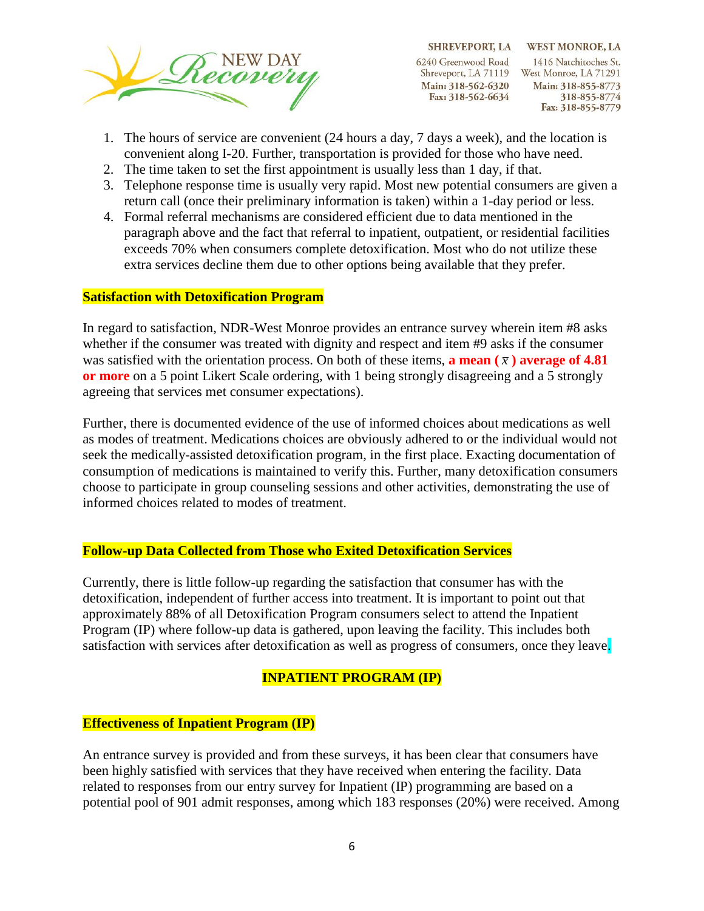1. The hours of service are convenient (24 hours a day, 7 days a week), and the location is convenient along I-20. Further, transportation is provided for those who have need.
2. The time taken to set the first appointment is usually less than 1 day, if that.
3. Telephone response time is usually very rapid. Most new potential consumers are given a return call (once their preliminary information is taken) within a 1-day period or less.
4. Formal referral mechanisms are considered efficient due to data mentioned in the paragraph above and the fact that referral to inpatient, outpatient, or residential facilities exceeds 70% when consumers complete detoxification. Most who do not utilize these extra services decline them due to other options being available that they prefer.

**Satisfaction with Detoxification Program**

In regard to satisfaction, NDR-West Monroe provides an entrance survey wherein item #8 asks whether if the consumer was treated with dignity and respect and item #9 asks if the consumer was satisfied with the orientation process. On both of these items, **a mean ($\bar{x}$) average of 4.81 or more** on a 5 point Likert Scale ordering, with 1 being strongly disagreeing and a 5 strongly agreeing that services met consumer expectations).

Further, there is documented evidence of the use of informed choices about medications as well as modes of treatment. Medications choices are obviously adhered to or the individual would not seek the medically-assisted detoxification program, in the first place. Exacting documentation of consumption of medications is maintained to verify this. Further, many detoxification consumers choose to participate in group counseling sessions and other activities, demonstrating the use of informed choices related to modes of treatment.

**Follow-up Data Collected from Those who Exited Detoxification Services**

Currently, there is little follow-up regarding the satisfaction that consumer has with the detoxification, independent of further access into treatment. It is important to point out that approximately 88% of all Detoxification Program consumers select to attend the Inpatient Program (IP) where follow-up data is gathered, upon leaving the facility. This includes both satisfaction with services after detoxification as well as progress of consumers, once they leave.

## INPATIENT PROGRAM (IP)

**Effectiveness of Inpatient Program (IP)**

An entrance survey is provided and from these surveys, it has been clear that consumers have been highly satisfied with services that they have received when entering the facility. Data related to responses from our entry survey for Inpatient (IP) programming are based on a potential pool of 901 admit responses, among which 183 responses (20%) were received. Among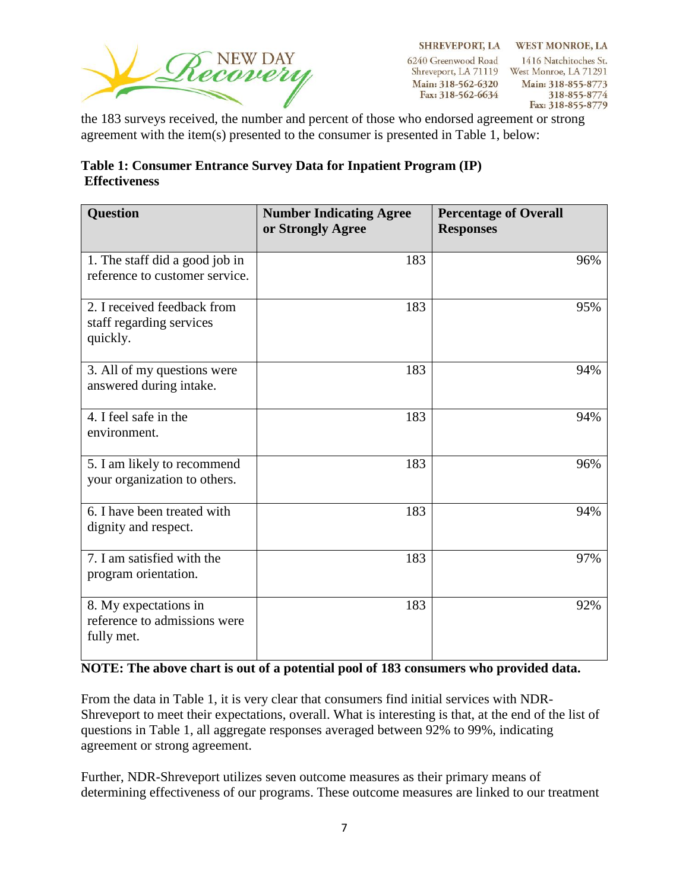the 183 surveys received, the number and percent of those who endorsed agreement or strong agreement with the item(s) presented to the consumer is presented in Table 1, below:

**Table 1: Consumer Entrance Survey Data for Inpatient Program (IP) Effectiveness**

| Question | Number Indicating Agree or Strongly Agree | Percentage of Overall Responses |
|---|---:|---:|
| 1. The staff did a good job in reference to customer service. | 183 | 96% |
| 2. I received feedback from staff regarding services quickly. | 183 | 95% |
| 3. All of my questions were answered during intake. | 183 | 94% |
| 4. I feel safe in the environment. | 183 | 94% |
| 5. I am likely to recommend your organization to others. | 183 | 96% |
| 6. I have been treated with dignity and respect. | 183 | 94% |
| 7. I am satisfied with the program orientation. | 183 | 97% |
| 8. My expectations in reference to admissions were fully met. | 183 | 92% |

**NOTE: The above chart is out of a potential pool of 183 consumers who provided data.**

From the data in Table 1, it is very clear that consumers find initial services with NDR-Shreveport to meet their expectations, overall. What is interesting is that, at the end of the list of questions in Table 1, all aggregate responses averaged between 92% to 99%, indicating agreement or strong agreement.

Further, NDR-Shreveport utilizes seven outcome measures as their primary means of determining effectiveness of our programs. These outcome measures are linked to our treatment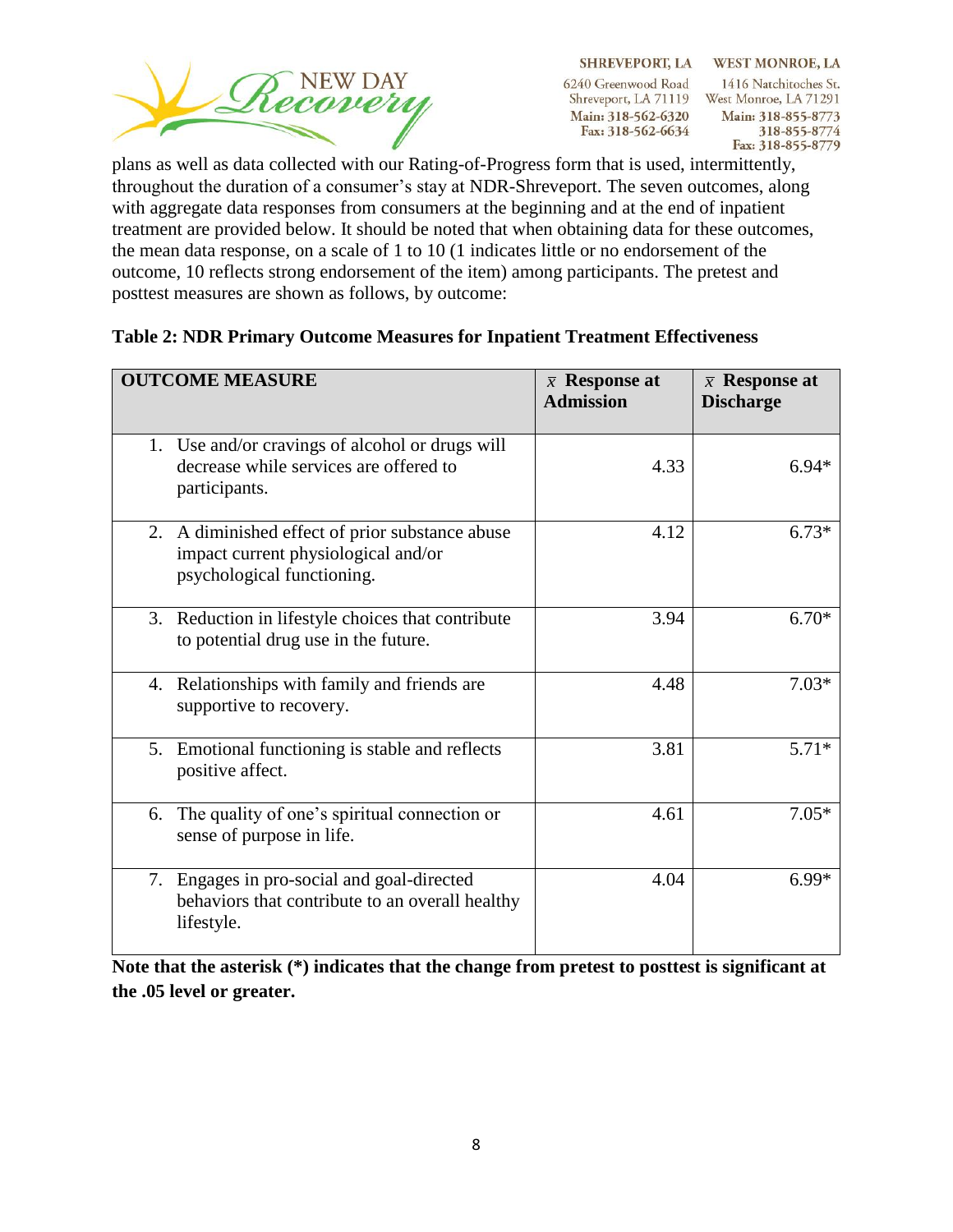plans as well as data collected with our Rating-of-Progress form that is used, intermittently, throughout the duration of a consumer's stay at NDR-Shreveport. The seven outcomes, along with aggregate data responses from consumers at the beginning and at the end of inpatient treatment are provided below. It should be noted that when obtaining data for these outcomes, the mean data response, on a scale of 1 to 10 (1 indicates little or no endorsement of the outcome, 10 reflects strong endorsement of the item) among participants. The pretest and posttest measures are shown as follows, by outcome:

**Table 2: NDR Primary Outcome Measures for Inpatient Treatment Effectiveness**

| OUTCOME MEASURE | $\bar{x}$ Response at Admission | $\bar{x}$ Response at Discharge |
|---|---|---|
| 1. Use and/or cravings of alcohol or drugs will decrease while services are offered to participants. | 4.33 | 6.94* |
| 2. A diminished effect of prior substance abuse impact current physiological and/or psychological functioning. | 4.12 | 6.73* |
| 3. Reduction in lifestyle choices that contribute to potential drug use in the future. | 3.94 | 6.70* |
| 4. Relationships with family and friends are supportive to recovery. | 4.48 | 7.03* |
| 5. Emotional functioning is stable and reflects positive affect. | 3.81 | 5.71* |
| 6. The quality of one's spiritual connection or sense of purpose in life. | 4.61 | 7.05* |
| 7. Engages in pro-social and goal-directed behaviors that contribute to an overall healthy lifestyle. | 4.04 | 6.99* |

**Note that the asterisk (*) indicates that the change from pretest to posttest is significant at the .05 level or greater.**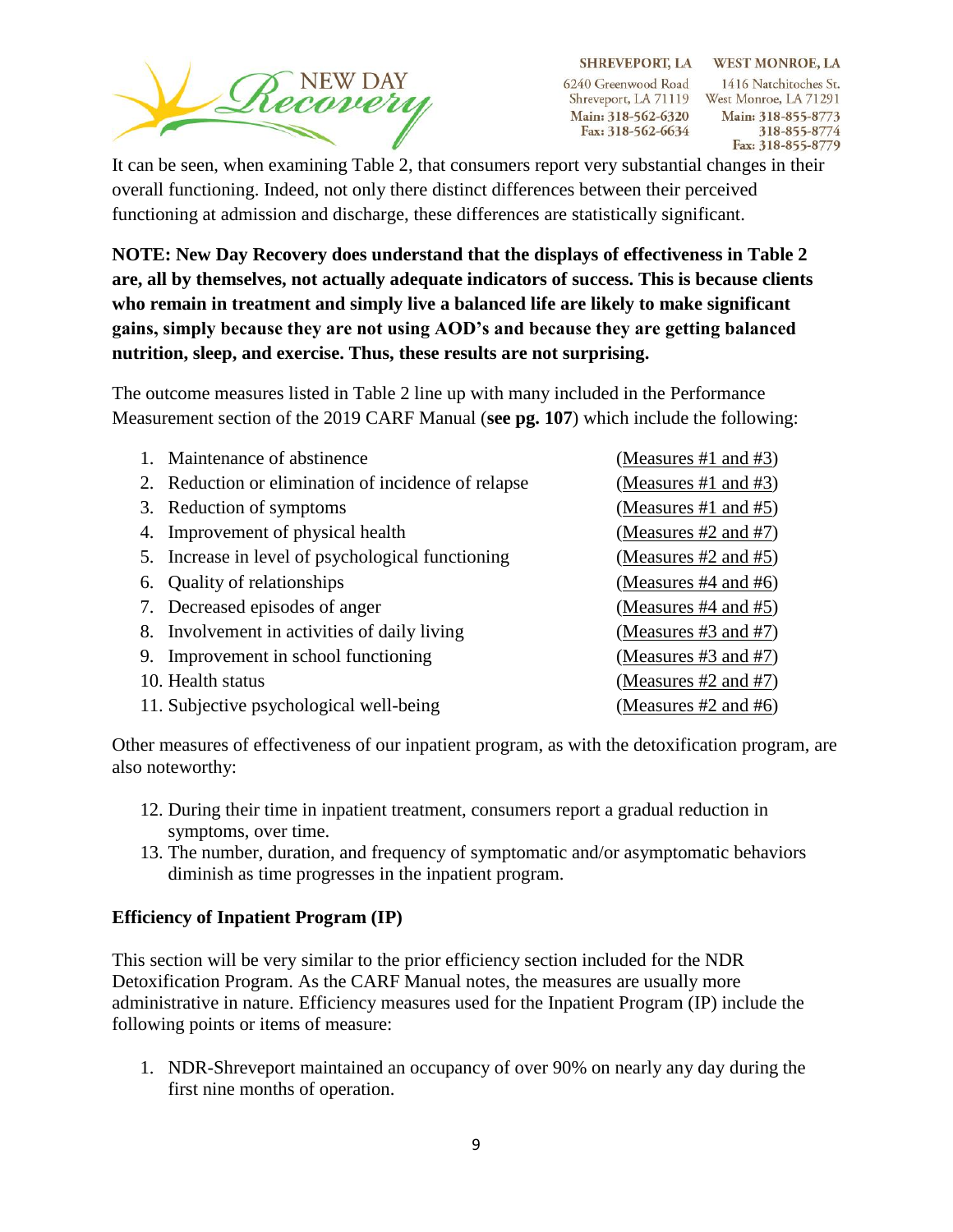It can be seen, when examining Table 2, that consumers report very substantial changes in their overall functioning. Indeed, not only there distinct differences between their perceived functioning at admission and discharge, these differences are statistically significant.

**NOTE: New Day Recovery does understand that the displays of effectiveness in Table 2 are, all by themselves, not actually adequate indicators of success. This is because clients who remain in treatment and simply live a balanced life are likely to make significant gains, simply because they are not using AOD's and because they are getting balanced nutrition, sleep, and exercise. Thus, these results are not surprising.**

The outcome measures listed in Table 2 line up with many included in the Performance Measurement section of the 2019 CARF Manual (**see pg. 107**) which include the following:

1. Maintenance of abstinence (Measures #1 and #3)
2. Reduction or elimination of incidence of relapse (Measures #1 and #3)
3. Reduction of symptoms (Measures #1 and #5)
4. Improvement of physical health (Measures #2 and #7)
5. Increase in level of psychological functioning (Measures #2 and #5)
6. Quality of relationships (Measures #4 and #6)
7. Decreased episodes of anger (Measures #4 and #5)
8. Involvement in activities of daily living (Measures #3 and #7)
9. Improvement in school functioning (Measures #3 and #7)
10. Health status (Measures #2 and #7)
11. Subjective psychological well-being (Measures #2 and #6)

Other measures of effectiveness of our inpatient program, as with the detoxification program, are also noteworthy:

12. During their time in inpatient treatment, consumers report a gradual reduction in symptoms, over time.
13. The number, duration, and frequency of symptomatic and/or asymptomatic behaviors diminish as time progresses in the inpatient program.

**Efficiency of Inpatient Program (IP)**

This section will be very similar to the prior efficiency section included for the NDR Detoxification Program. As the CARF Manual notes, the measures are usually more administrative in nature. Efficiency measures used for the Inpatient Program (IP) include the following points or items of measure:

1. NDR-Shreveport maintained an occupancy of over 90% on nearly any day during the first nine months of operation.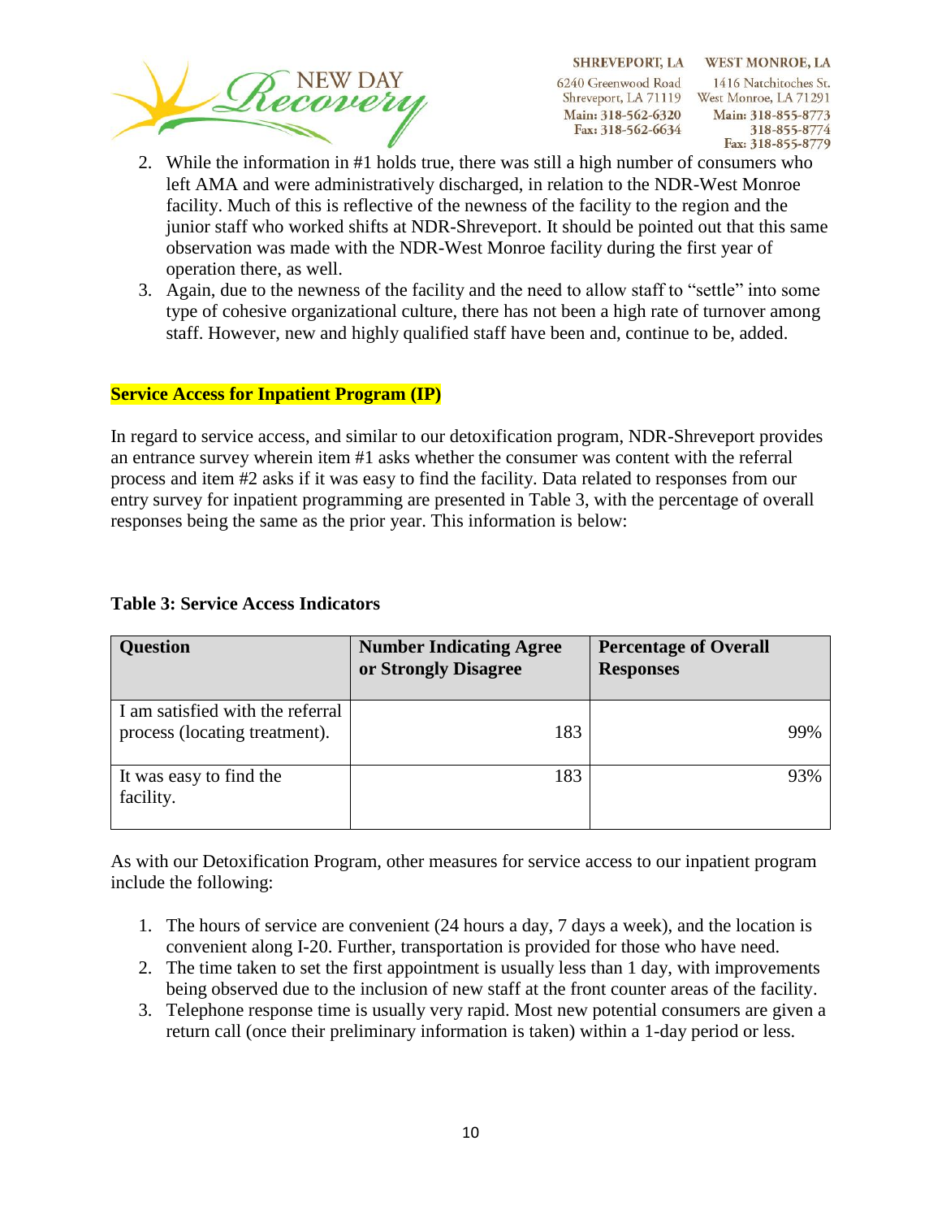2. While the information in #1 holds true, there was still a high number of consumers who left AMA and were administratively discharged, in relation to the NDR-West Monroe facility. Much of this is reflective of the newness of the facility to the region and the junior staff who worked shifts at NDR-Shreveport. It should be pointed out that this same observation was made with the NDR-West Monroe facility during the first year of operation there, as well.
3. Again, due to the newness of the facility and the need to allow staff to "settle" into some type of cohesive organizational culture, there has not been a high rate of turnover among staff. However, new and highly qualified staff have been and, continue to be, added.

**Service Access for Inpatient Program (IP)**

In regard to service access, and similar to our detoxification program, NDR-Shreveport provides an entrance survey wherein item #1 asks whether the consumer was content with the referral process and item #2 asks if it was easy to find the facility. Data related to responses from our entry survey for inpatient programming are presented in Table 3, with the percentage of overall responses being the same as the prior year. This information is below:

**Table 3: Service Access Indicators**

| Question | Number Indicating Agree or Strongly Disagree | Percentage of Overall Responses |
|---|---|---|
| I am satisfied with the referral process (locating treatment). | 183 | 99% |
| It was easy to find the facility. | 183 | 93% |

As with our Detoxification Program, other measures for service access to our inpatient program include the following:

1. The hours of service are convenient (24 hours a day, 7 days a week), and the location is convenient along I-20. Further, transportation is provided for those who have need.
2. The time taken to set the first appointment is usually less than 1 day, with improvements being observed due to the inclusion of new staff at the front counter areas of the facility.
3. Telephone response time is usually very rapid. Most new potential consumers are given a return call (once their preliminary information is taken) within a 1-day period or less.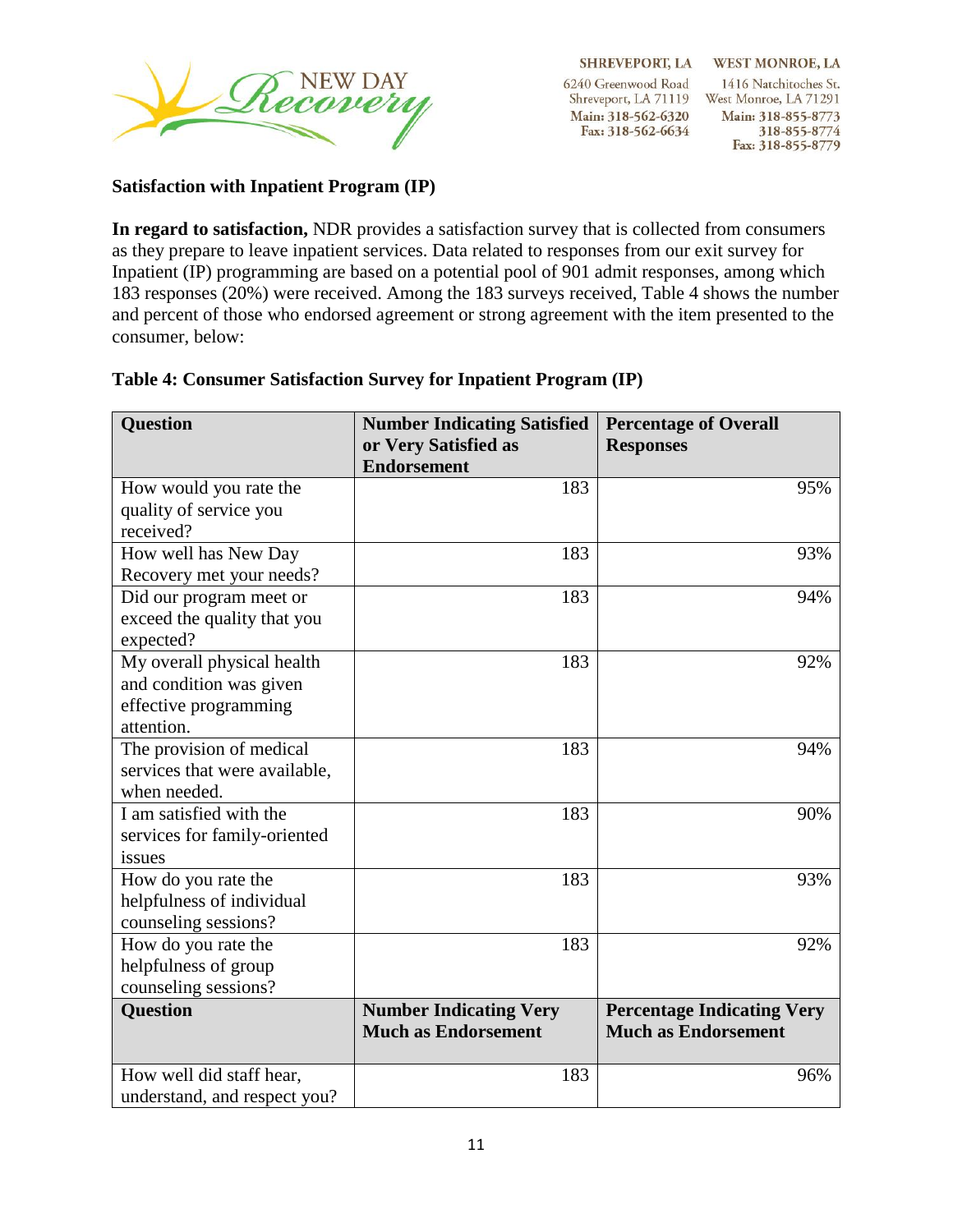**Satisfaction with Inpatient Program (IP)**

**In regard to satisfaction,** NDR provides a satisfaction survey that is collected from consumers as they prepare to leave inpatient services. Data related to responses from our exit survey for Inpatient (IP) programming are based on a potential pool of 901 admit responses, among which 183 responses (20%) were received. Among the 183 surveys received, Table 4 shows the number and percent of those who endorsed agreement or strong agreement with the item presented to the consumer, below:

**Table 4: Consumer Satisfaction Survey for Inpatient Program (IP)**

| Question | Number Indicating Satisfied or Very Satisfied as Endorsement | Percentage of Overall Responses |
|---|---|---|
| How would you rate the quality of service you received? | 183 | 95% |
| How well has New Day Recovery met your needs? | 183 | 93% |
| Did our program meet or exceed the quality that you expected? | 183 | 94% |
| My overall physical health and condition was given effective programming attention. | 183 | 92% |
| The provision of medical services that were available, when needed. | 183 | 94% |
| I am satisfied with the services for family-oriented issues | 183 | 90% |
| How do you rate the helpfulness of individual counseling sessions? | 183 | 93% |
| How do you rate the helpfulness of group counseling sessions? | 183 | 92% |
| **Question** | **Number Indicating Very Much as Endorsement** | **Percentage Indicating Very Much as Endorsement** |
| How well did staff hear, understand, and respect you? | 183 | 96% |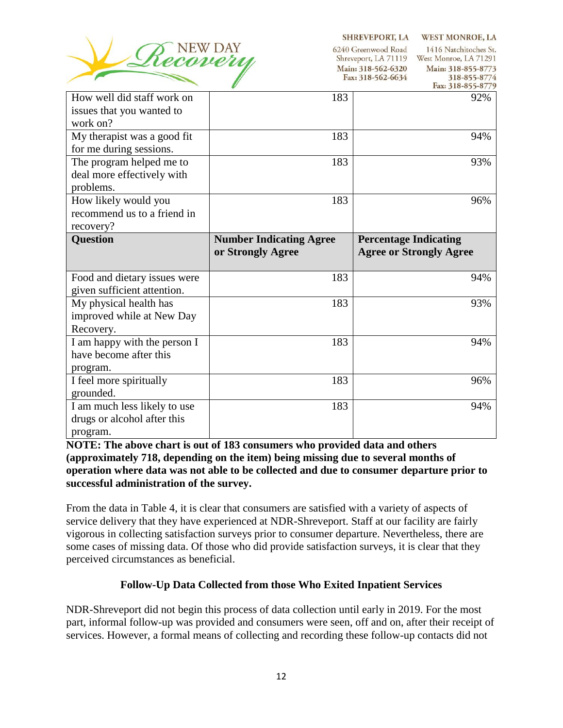| | | |
|---|---|---|
| How well did staff work on issues that you wanted to work on? | 183 | 92% |
| My therapist was a good fit for me during sessions. | 183 | 94% |
| The program helped me to deal more effectively with problems. | 183 | 93% |
| How likely would you recommend us to a friend in recovery? | 183 | 96% |
| **Question** | **Number Indicating Agree or Strongly Agree** | **Percentage Indicating Agree or Strongly Agree** |
| Food and dietary issues were given sufficient attention. | 183 | 94% |
| My physical health has improved while at New Day Recovery. | 183 | 93% |
| I am happy with the person I have become after this program. | 183 | 94% |
| I feel more spiritually grounded. | 183 | 96% |
| I am much less likely to use drugs or alcohol after this program. | 183 | 94% |

**NOTE: The above chart is out of 183 consumers who provided data and others (approximately 718, depending on the item) being missing due to several months of operation where data was not able to be collected and due to consumer departure prior to successful administration of the survey.**

From the data in Table 4, it is clear that consumers are satisfied with a variety of aspects of service delivery that they have experienced at NDR-Shreveport. Staff at our facility are fairly vigorous in collecting satisfaction surveys prior to consumer departure. Nevertheless, there are some cases of missing data. Of those who did provide satisfaction surveys, it is clear that they perceived circumstances as beneficial.

### Follow-Up Data Collected from those Who Exited Inpatient Services

NDR-Shreveport did not begin this process of data collection until early in 2019. For the most part, informal follow-up was provided and consumers were seen, off and on, after their receipt of services. However, a formal means of collecting and recording these follow-up contacts did not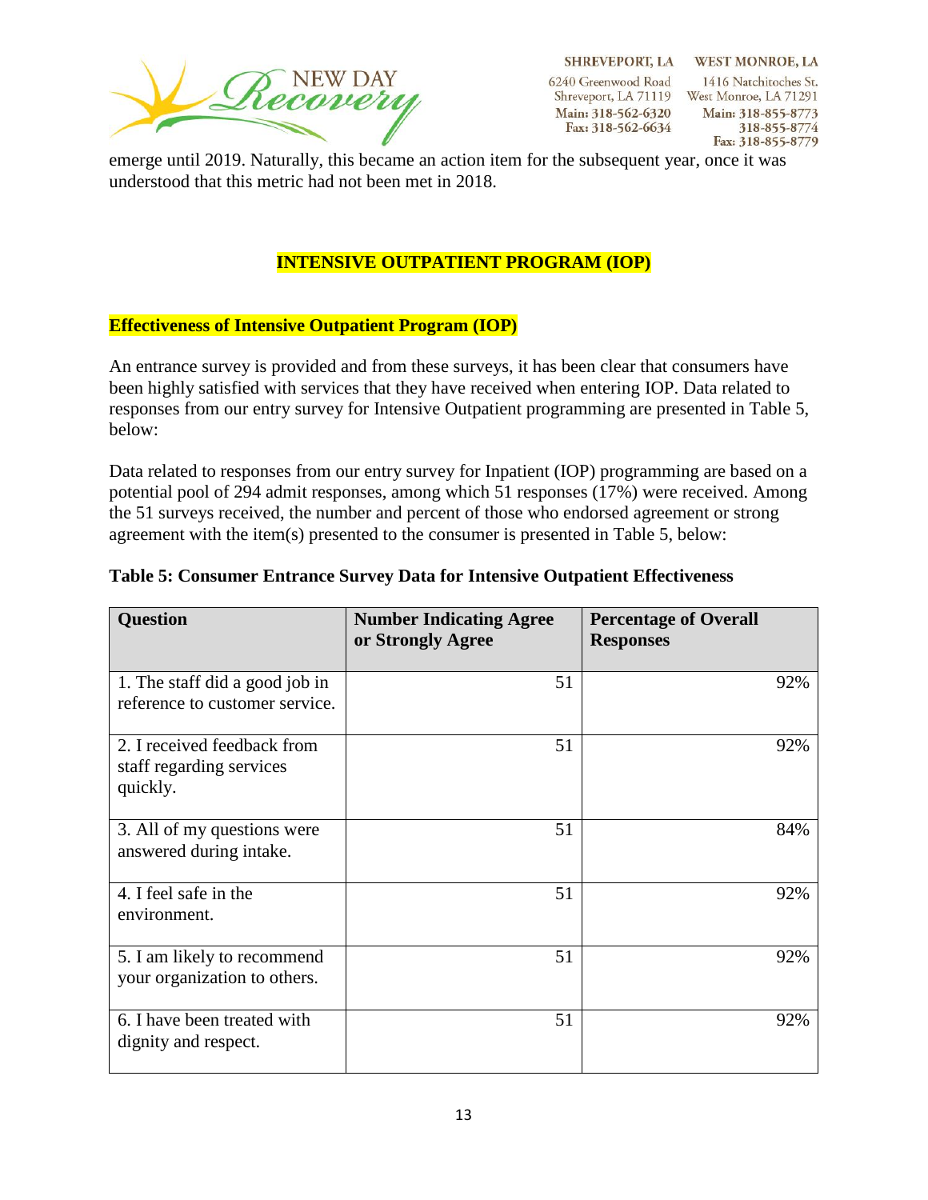emerge until 2019. Naturally, this became an action item for the subsequent year, once it was understood that this metric had not been met in 2018.

## INTENSIVE OUTPATIENT PROGRAM (IOP)

### Effectiveness of Intensive Outpatient Program (IOP)

An entrance survey is provided and from these surveys, it has been clear that consumers have been highly satisfied with services that they have received when entering IOP. Data related to responses from our entry survey for Intensive Outpatient programming are presented in Table 5, below:

Data related to responses from our entry survey for Inpatient (IOP) programming are based on a potential pool of 294 admit responses, among which 51 responses (17%) were received. Among the 51 surveys received, the number and percent of those who endorsed agreement or strong agreement with the item(s) presented to the consumer is presented in Table 5, below:

**Table 5: Consumer Entrance Survey Data for Intensive Outpatient Effectiveness**

| Question | Number Indicating Agree or Strongly Agree | Percentage of Overall Responses |
|---|---|---|
| 1. The staff did a good job in reference to customer service. | 51 | 92% |
| 2. I received feedback from staff regarding services quickly. | 51 | 92% |
| 3. All of my questions were answered during intake. | 51 | 84% |
| 4. I feel safe in the environment. | 51 | 92% |
| 5. I am likely to recommend your organization to others. | 51 | 92% |
| 6. I have been treated with dignity and respect. | 51 | 92% |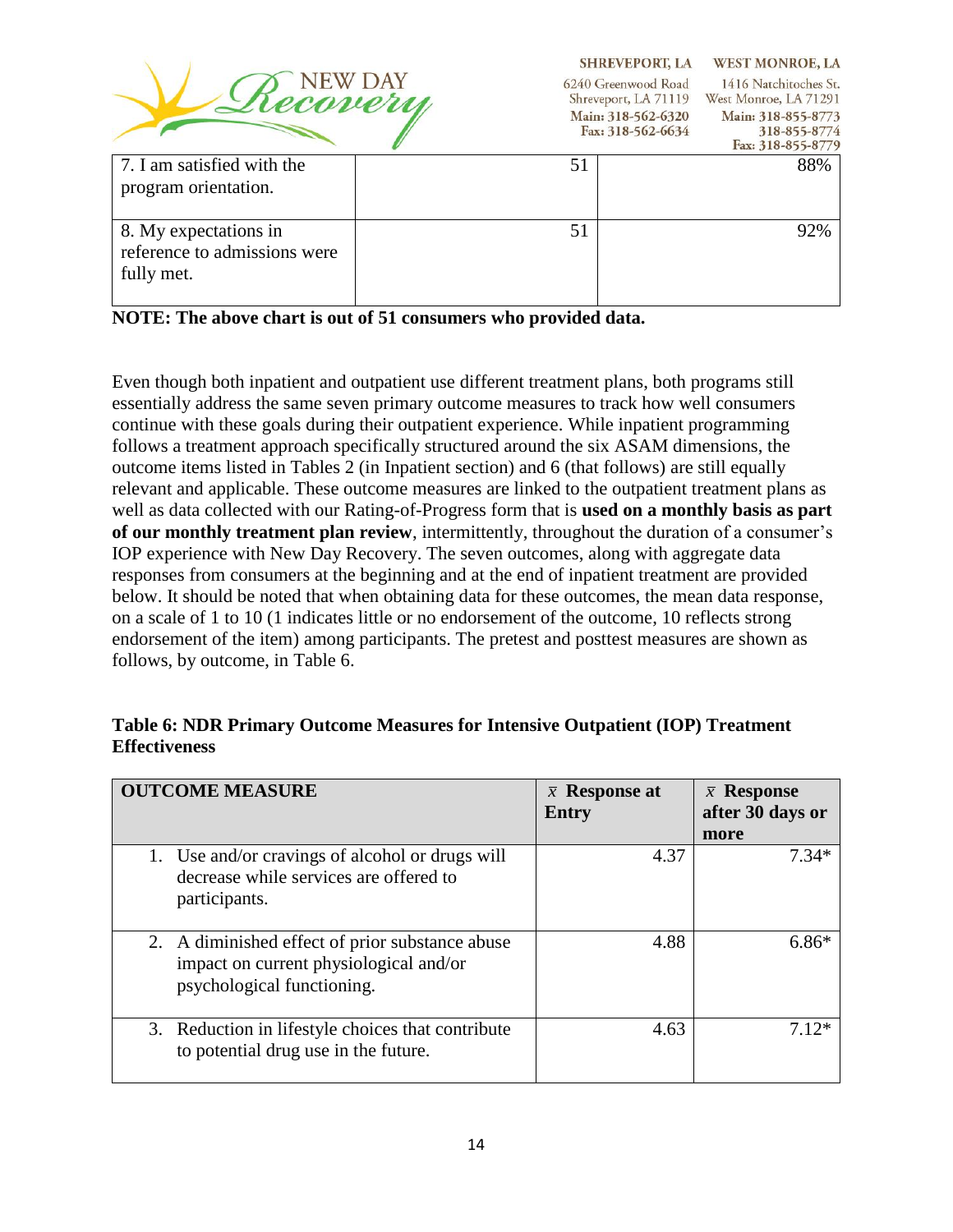| | | |
|---|---|---|
| 7. I am satisfied with the program orientation. | 51 | 88% |
| 8. My expectations in reference to admissions were fully met. | 51 | 92% |

**NOTE: The above chart is out of 51 consumers who provided data.**

Even though both inpatient and outpatient use different treatment plans, both programs still essentially address the same seven primary outcome measures to track how well consumers continue with these goals during their outpatient experience. While inpatient programming follows a treatment approach specifically structured around the six ASAM dimensions, the outcome items listed in Tables 2 (in Inpatient section) and 6 (that follows) are still equally relevant and applicable. These outcome measures are linked to the outpatient treatment plans as well as data collected with our Rating-of-Progress form that is **used on a monthly basis as part of our monthly treatment plan review**, intermittently, throughout the duration of a consumer's IOP experience with New Day Recovery. The seven outcomes, along with aggregate data responses from consumers at the beginning and at the end of inpatient treatment are provided below. It should be noted that when obtaining data for these outcomes, the mean data response, on a scale of 1 to 10 (1 indicates little or no endorsement of the outcome, 10 reflects strong endorsement of the item) among participants. The pretest and posttest measures are shown as follows, by outcome, in Table 6.

**Table 6: NDR Primary Outcome Measures for Intensive Outpatient (IOP) Treatment Effectiveness**

| OUTCOME MEASURE | $\bar{x}$ Response at Entry | $\bar{x}$ Response after 30 days or more |
|---|---|---|
| 1. Use and/or cravings of alcohol or drugs will decrease while services are offered to participants. | 4.37 | 7.34* |
| 2. A diminished effect of prior substance abuse impact on current physiological and/or psychological functioning. | 4.88 | 6.86* |
| 3. Reduction in lifestyle choices that contribute to potential drug use in the future. | 4.63 | 7.12* |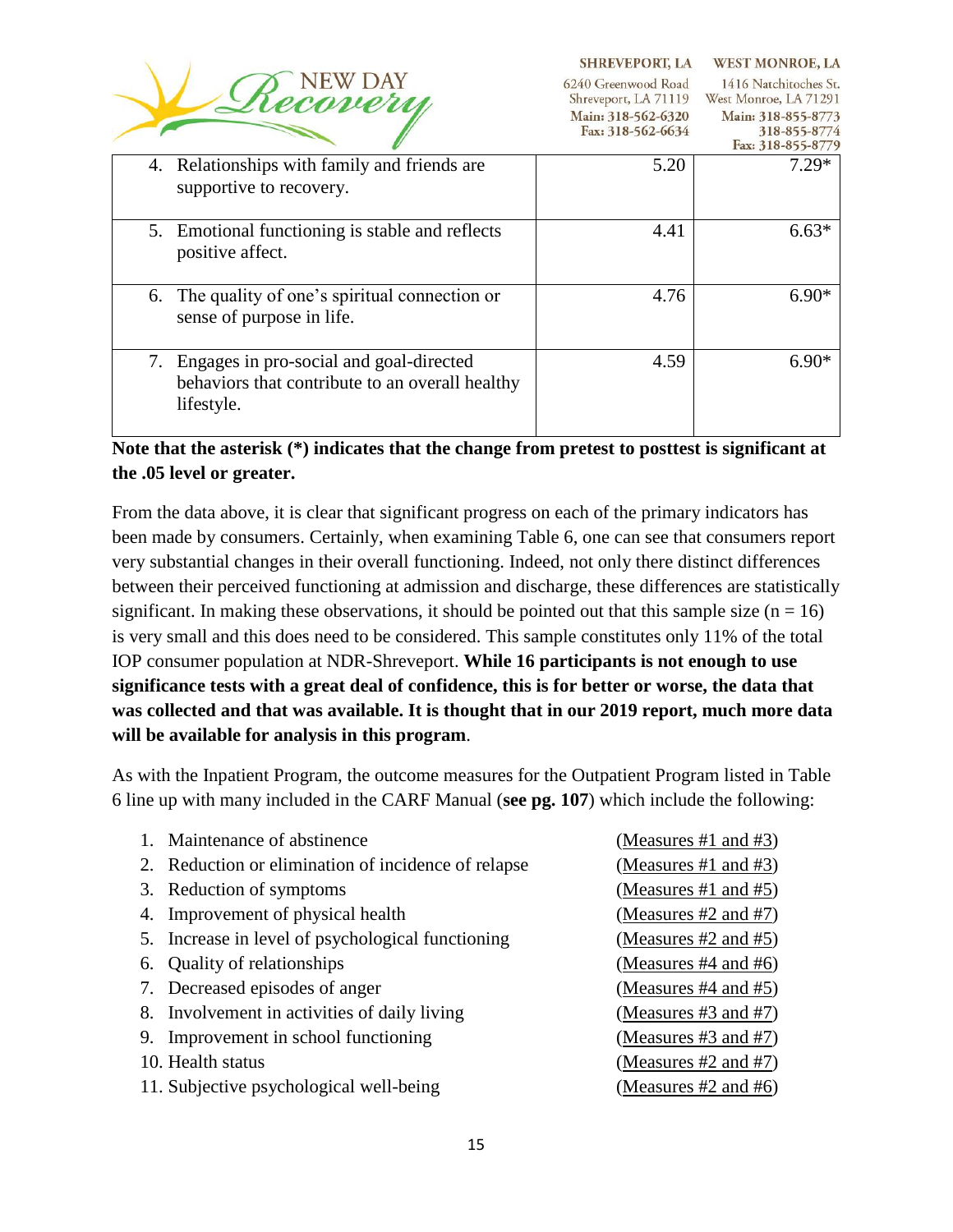| | | |
|---|---|---|
| 4. Relationships with family and friends are supportive to recovery. | 5.20 | 7.29* |
| 5. Emotional functioning is stable and reflects positive affect. | 4.41 | 6.63* |
| 6. The quality of one's spiritual connection or sense of purpose in life. | 4.76 | 6.90* |
| 7. Engages in pro-social and goal-directed behaviors that contribute to an overall healthy lifestyle. | 4.59 | 6.90* |

**Note that the asterisk (*) indicates that the change from pretest to posttest is significant at the .05 level or greater.**

From the data above, it is clear that significant progress on each of the primary indicators has been made by consumers. Certainly, when examining Table 6, one can see that consumers report very substantial changes in their overall functioning. Indeed, not only there distinct differences between their perceived functioning at admission and discharge, these differences are statistically significant. In making these observations, it should be pointed out that this sample size ($n = 16$) is very small and this does need to be considered. This sample constitutes only 11% of the total IOP consumer population at NDR-Shreveport. **While 16 participants is not enough to use significance tests with a great deal of confidence, this is for better or worse, the data that was collected and that was available. It is thought that in our 2019 report, much more data will be available for analysis in this program**.

As with the Inpatient Program, the outcome measures for the Outpatient Program listed in Table 6 line up with many included in the CARF Manual (**see pg. 107**) which include the following:

1. Maintenance of abstinence (Measures #1 and #3)
2. Reduction or elimination of incidence of relapse (Measures #1 and #3)
3. Reduction of symptoms (Measures #1 and #5)
4. Improvement of physical health (Measures #2 and #7)
5. Increase in level of psychological functioning (Measures #2 and #5)
6. Quality of relationships (Measures #4 and #6)
7. Decreased episodes of anger (Measures #4 and #5)
8. Involvement in activities of daily living (Measures #3 and #7)
9. Improvement in school functioning (Measures #3 and #7)
10. Health status (Measures #2 and #7)
11. Subjective psychological well-being (Measures #2 and #6)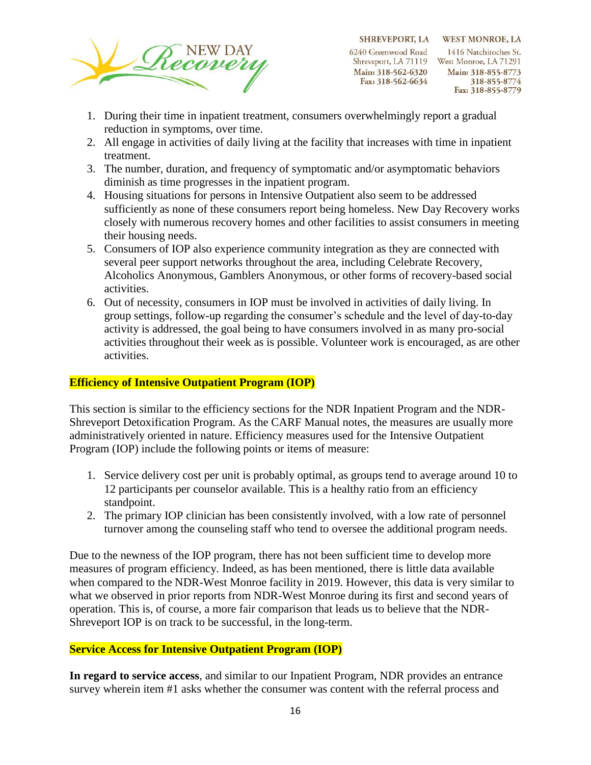1. During their time in inpatient treatment, consumers overwhelmingly report a gradual reduction in symptoms, over time.
2. All engage in activities of daily living at the facility that increases with time in inpatient treatment.
3. The number, duration, and frequency of symptomatic and/or asymptomatic behaviors diminish as time progresses in the inpatient program.
4. Housing situations for persons in Intensive Outpatient also seem to be addressed sufficiently as none of these consumers report being homeless. New Day Recovery works closely with numerous recovery homes and other facilities to assist consumers in meeting their housing needs.
5. Consumers of IOP also experience community integration as they are connected with several peer support networks throughout the area, including Celebrate Recovery, Alcoholics Anonymous, Gamblers Anonymous, or other forms of recovery-based social activities.
6. Out of necessity, consumers in IOP must be involved in activities of daily living. In group settings, follow-up regarding the consumer's schedule and the level of day-to-day activity is addressed, the goal being to have consumers involved in as many pro-social activities throughout their week as is possible. Volunteer work is encouraged, as are other activities.

**Efficiency of Intensive Outpatient Program (IOP)**

This section is similar to the efficiency sections for the NDR Inpatient Program and the NDR-Shreveport Detoxification Program. As the CARF Manual notes, the measures are usually more administratively oriented in nature. Efficiency measures used for the Intensive Outpatient Program (IOP) include the following points or items of measure:

1. Service delivery cost per unit is probably optimal, as groups tend to average around 10 to 12 participants per counselor available. This is a healthy ratio from an efficiency standpoint.
2. The primary IOP clinician has been consistently involved, with a low rate of personnel turnover among the counseling staff who tend to oversee the additional program needs.

Due to the newness of the IOP program, there has not been sufficient time to develop more measures of program efficiency. Indeed, as has been mentioned, there is little data available when compared to the NDR-West Monroe facility in 2019. However, this data is very similar to what we observed in prior reports from NDR-West Monroe during its first and second years of operation. This is, of course, a more fair comparison that leads us to believe that the NDR-Shreveport IOP is on track to be successful, in the long-term.

**Service Access for Intensive Outpatient Program (IOP)**

**In regard to service access**, and similar to our Inpatient Program, NDR provides an entrance survey wherein item #1 asks whether the consumer was content with the referral process and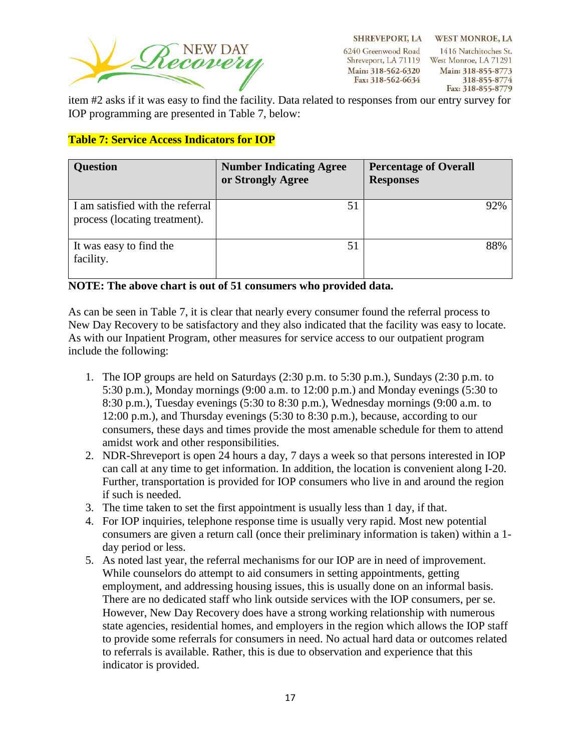item #2 asks if it was easy to find the facility. Data related to responses from our entry survey for IOP programming are presented in Table 7, below:

**Table 7: Service Access Indicators for IOP**

| Question | Number Indicating Agree or Strongly Agree | Percentage of Overall Responses |
|---|---|---|
| I am satisfied with the referral process (locating treatment). | 51 | 92% |
| It was easy to find the facility. | 51 | 88% |

**NOTE: The above chart is out of 51 consumers who provided data.**

As can be seen in Table 7, it is clear that nearly every consumer found the referral process to New Day Recovery to be satisfactory and they also indicated that the facility was easy to locate. As with our Inpatient Program, other measures for service access to our outpatient program include the following:

1. The IOP groups are held on Saturdays (2:30 p.m. to 5:30 p.m.), Sundays (2:30 p.m. to 5:30 p.m.), Monday mornings (9:00 a.m. to 12:00 p.m.) and Monday evenings (5:30 to 8:30 p.m.), Tuesday evenings (5:30 to 8:30 p.m.), Wednesday mornings (9:00 a.m. to 12:00 p.m.), and Thursday evenings (5:30 to 8:30 p.m.), because, according to our consumers, these days and times provide the most amenable schedule for them to attend amidst work and other responsibilities.
2. NDR-Shreveport is open 24 hours a day, 7 days a week so that persons interested in IOP can call at any time to get information. In addition, the location is convenient along I-20. Further, transportation is provided for IOP consumers who live in and around the region if such is needed.
3. The time taken to set the first appointment is usually less than 1 day, if that.
4. For IOP inquiries, telephone response time is usually very rapid. Most new potential consumers are given a return call (once their preliminary information is taken) within a 1-day period or less.
5. As noted last year, the referral mechanisms for our IOP are in need of improvement. While counselors do attempt to aid consumers in setting appointments, getting employment, and addressing housing issues, this is usually done on an informal basis. There are no dedicated staff who link outside services with the IOP consumers, per se. However, New Day Recovery does have a strong working relationship with numerous state agencies, residential homes, and employers in the region which allows the IOP staff to provide some referrals for consumers in need. No actual hard data or outcomes related to referrals is available. Rather, this is due to observation and experience that this indicator is provided.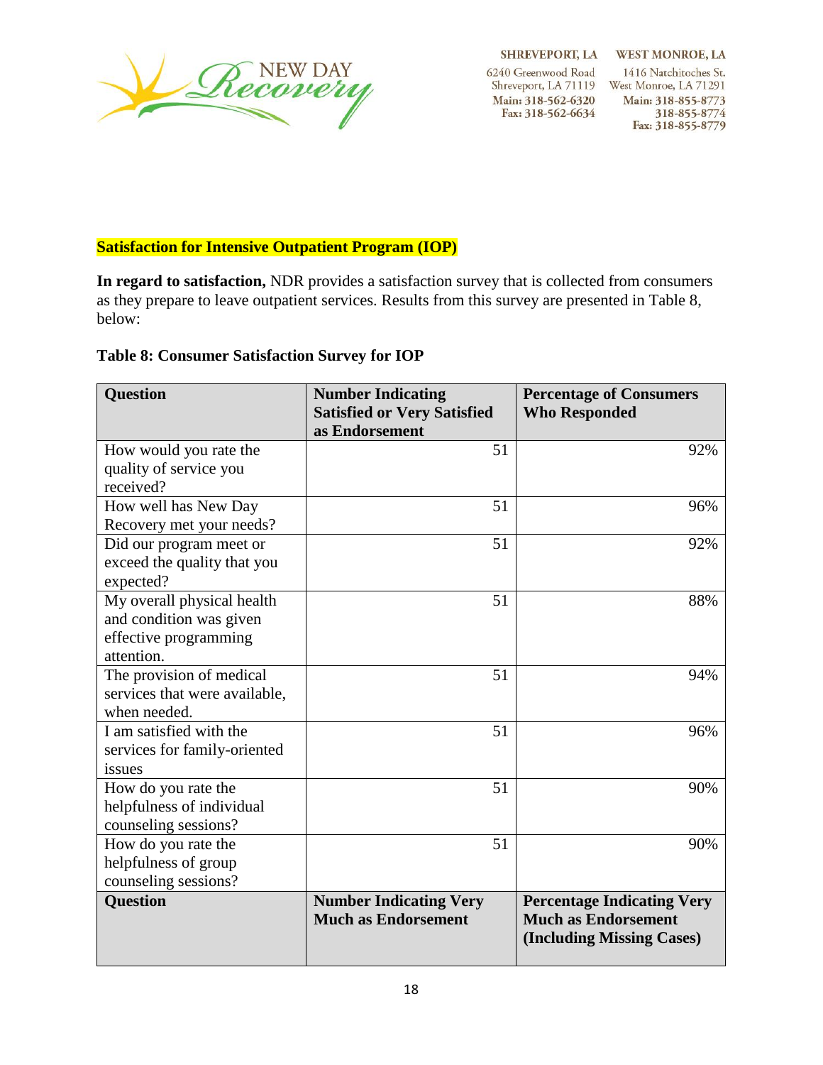**Satisfaction for Intensive Outpatient Program (IOP)**

**In regard to satisfaction,** NDR provides a satisfaction survey that is collected from consumers as they prepare to leave outpatient services. Results from this survey are presented in Table 8, below:

**Table 8: Consumer Satisfaction Survey for IOP**

| Question | Number Indicating Satisfied or Very Satisfied as Endorsement | Percentage of Consumers Who Responded |
|---|---|---|
| How would you rate the quality of service you received? | 51 | 92% |
| How well has New Day Recovery met your needs? | 51 | 96% |
| Did our program meet or exceed the quality that you expected? | 51 | 92% |
| My overall physical health and condition was given effective programming attention. | 51 | 88% |
| The provision of medical services that were available, when needed. | 51 | 94% |
| I am satisfied with the services for family-oriented issues | 51 | 96% |
| How do you rate the helpfulness of individual counseling sessions? | 51 | 90% |
| How do you rate the helpfulness of group counseling sessions? | 51 | 90% |
| **Question** | **Number Indicating Very Much as Endorsement** | **Percentage Indicating Very Much as Endorsement (Including Missing Cases)** |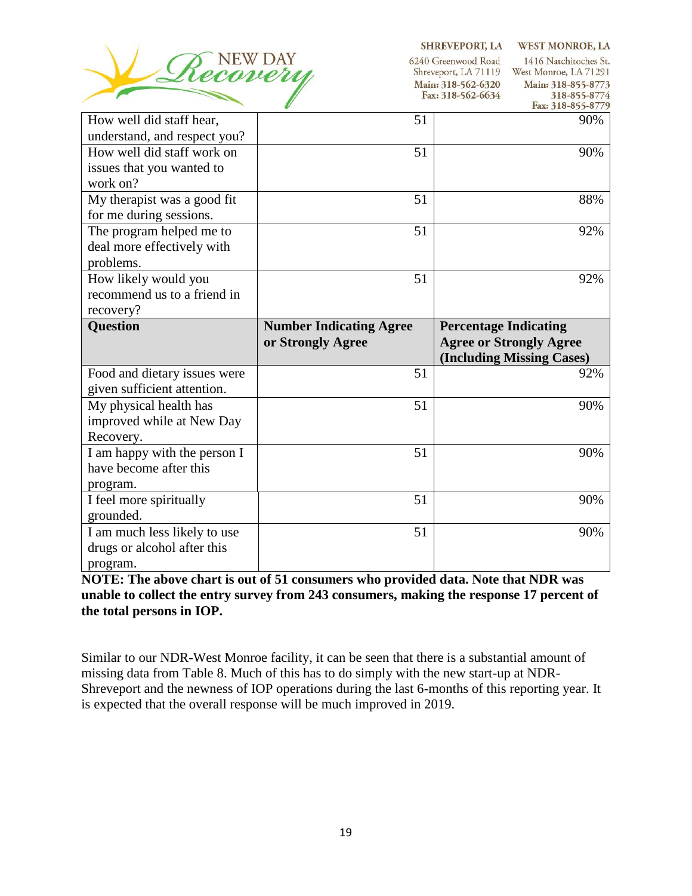| | | |
|---|---|---|
| How well did staff hear, understand, and respect you? | 51 | 90% |
| How well did staff work on issues that you wanted to work on? | 51 | 90% |
| My therapist was a good fit for me during sessions. | 51 | 88% |
| The program helped me to deal more effectively with problems. | 51 | 92% |
| How likely would you recommend us to a friend in recovery? | 51 | 92% |
| **Question** | **Number Indicating Agree or Strongly Agree** | **Percentage Indicating Agree or Strongly Agree (Including Missing Cases)** |
| Food and dietary issues were given sufficient attention. | 51 | 92% |
| My physical health has improved while at New Day Recovery. | 51 | 90% |
| I am happy with the person I have become after this program. | 51 | 90% |
| I feel more spiritually grounded. | 51 | 90% |
| I am much less likely to use drugs or alcohol after this program. | 51 | 90% |

**NOTE: The above chart is out of 51 consumers who provided data. Note that NDR was unable to collect the entry survey from 243 consumers, making the response 17 percent of the total persons in IOP.**

Similar to our NDR-West Monroe facility, it can be seen that there is a substantial amount of missing data from Table 8. Much of this has to do simply with the new start-up at NDR-Shreveport and the newness of IOP operations during the last 6-months of this reporting year. It is expected that the overall response will be much improved in 2019.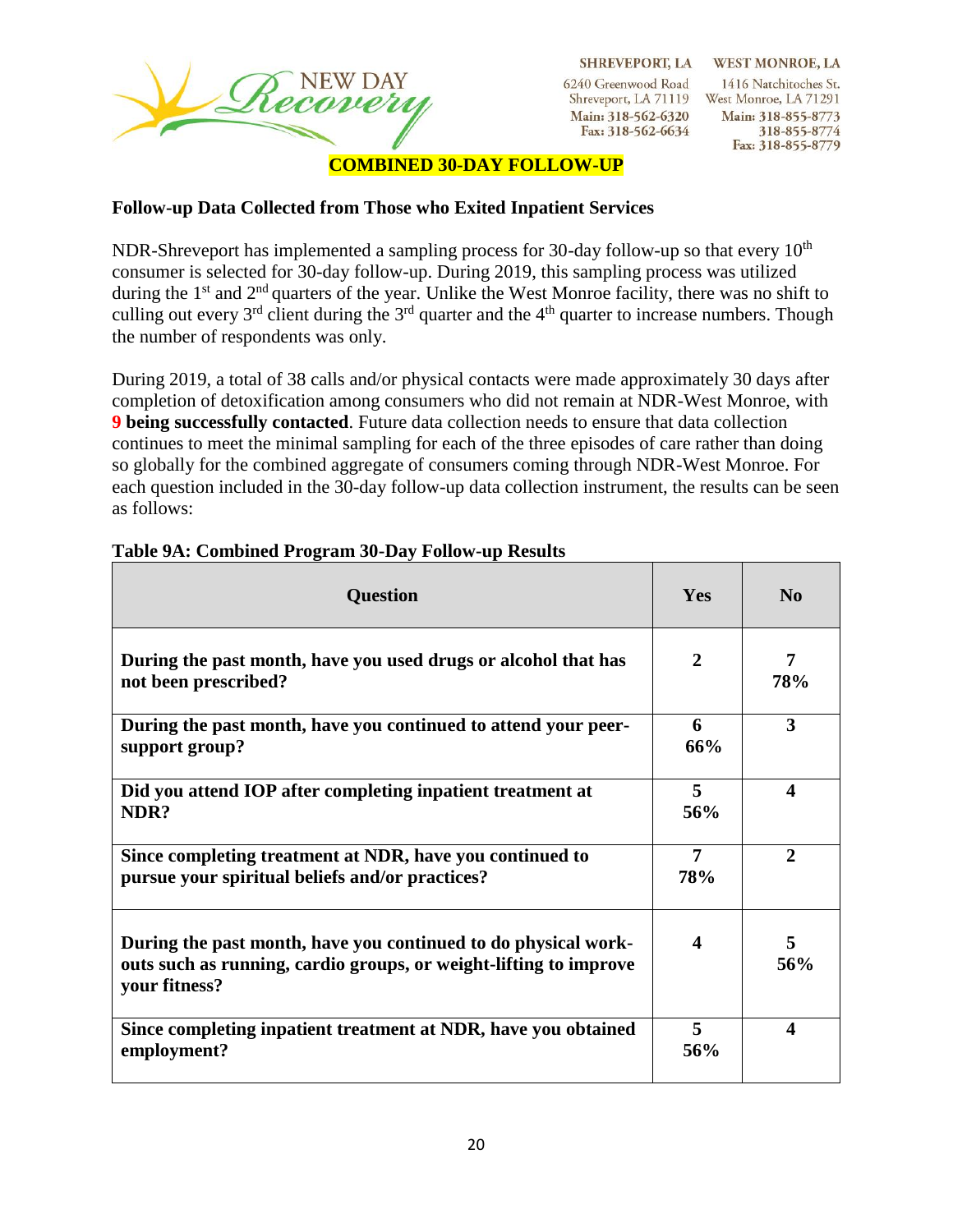**COMBINED 30-DAY FOLLOW-UP**

**Follow-up Data Collected from Those who Exited Inpatient Services**

NDR-Shreveport has implemented a sampling process for 30-day follow-up so that every 10th consumer is selected for 30-day follow-up. During 2019, this sampling process was utilized during the 1st and 2nd quarters of the year. Unlike the West Monroe facility, there was no shift to culling out every 3rd client during the 3rd quarter and the 4th quarter to increase numbers. Though the number of respondents was only.

During 2019, a total of 38 calls and/or physical contacts were made approximately 30 days after completion of detoxification among consumers who did not remain at NDR-West Monroe, with **9 being successfully contacted**. Future data collection needs to ensure that data collection continues to meet the minimal sampling for each of the three episodes of care rather than doing so globally for the combined aggregate of consumers coming through NDR-West Monroe. For each question included in the 30-day follow-up data collection instrument, the results can be seen as follows:

**Table 9A: Combined Program 30-Day Follow-up Results**

| Question | Yes | No |
|---|---|---|
| **During the past month, have you used drugs or alcohol that has not been prescribed?** | **2** | **7** **78%** |
| **During the past month, have you continued to attend your peer-support group?** | **6** **66%** | **3** |
| **Did you attend IOP after completing inpatient treatment at NDR?** | **5** **56%** | **4** |
| **Since completing treatment at NDR, have you continued to pursue your spiritual beliefs and/or practices?** | **7** **78%** | **2** |
| **During the past month, have you continued to do physical work-outs such as running, cardio groups, or weight-lifting to improve your fitness?** | **4** | **5** **56%** |
| **Since completing inpatient treatment at NDR, have you obtained employment?** | **5** **56%** | **4** |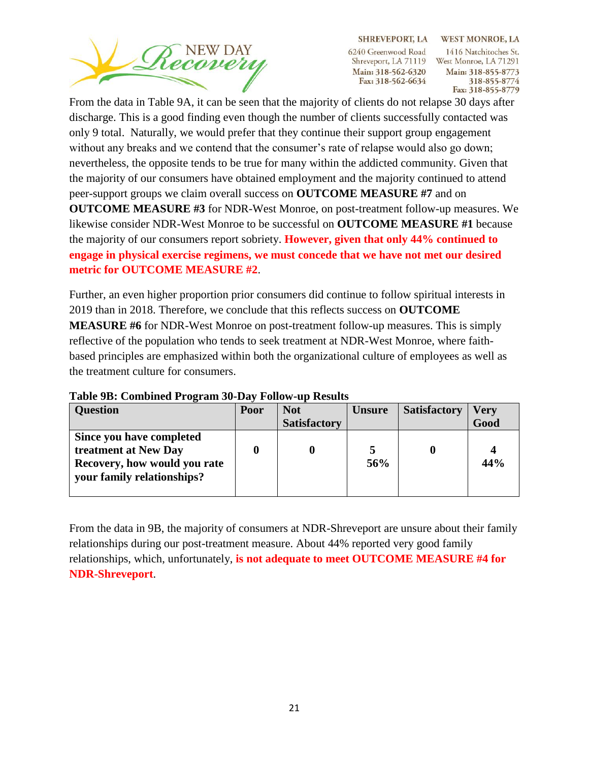From the data in Table 9A, it can be seen that the majority of clients do not relapse 30 days after discharge. This is a good finding even though the number of clients successfully contacted was only 9 total.  Naturally, we would prefer that they continue their support group engagement without any breaks and we contend that the consumer's rate of relapse would also go down; nevertheless, the opposite tends to be true for many within the addicted community. Given that the majority of our consumers have obtained employment and the majority continued to attend peer-support groups we claim overall success on **OUTCOME MEASURE #7** and on **OUTCOME MEASURE #3** for NDR-West Monroe, on post-treatment follow-up measures. We likewise consider NDR-West Monroe to be successful on **OUTCOME MEASURE #1** because the majority of our consumers report sobriety. **However, given that only 44% continued to engage in physical exercise regimens, we must concede that we have not met our desired metric for OUTCOME MEASURE #2**.

Further, an even higher proportion prior consumers did continue to follow spiritual interests in 2019 than in 2018. Therefore, we conclude that this reflects success on **OUTCOME MEASURE #6** for NDR-West Monroe on post-treatment follow-up measures. This is simply reflective of the population who tends to seek treatment at NDR-West Monroe, where faith-based principles are emphasized within both the organizational culture of employees as well as the treatment culture for consumers.

**Table 9B: Combined Program 30-Day Follow-up Results**

| Question | Poor | Not Satisfactory | Unsure | Satisfactory | Very Good |
|---|---|---|---|---|---|
| **Since you have completed treatment at New Day Recovery, how would you rate your family relationships?** | **0** | **0** | **5**<br>**56%** | **0** | **4**<br>**44%** |

From the data in 9B, the majority of consumers at NDR-Shreveport are unsure about their family relationships during our post-treatment measure. About 44% reported very good family relationships, which, unfortunately, **is not adequate to meet OUTCOME MEASURE #4 for NDR-Shreveport**.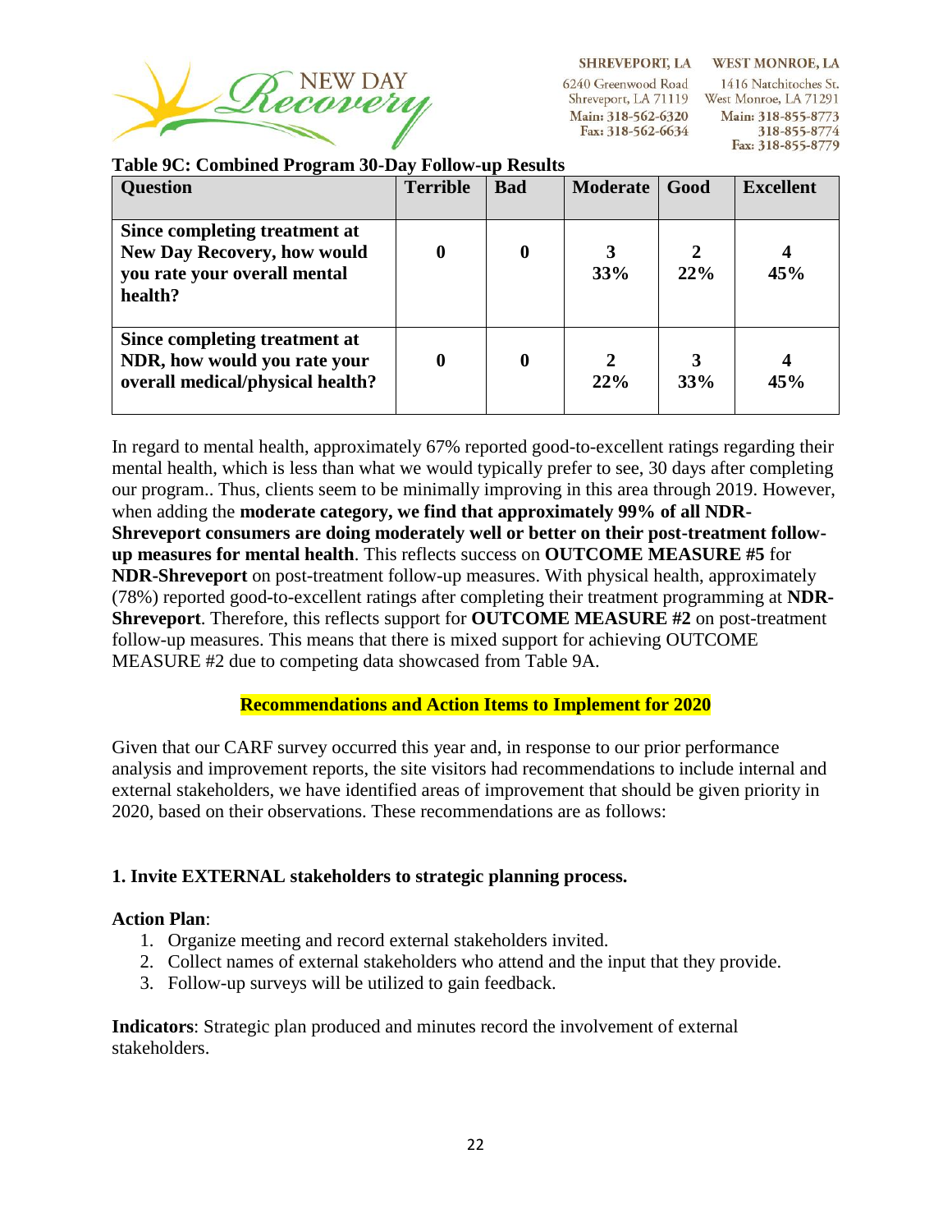**Table 9C: Combined Program 30-Day Follow-up Results**

| Question | Terrible | Bad | Moderate | Good | Excellent |
|---|---|---|---|---|---|
| **Since completing treatment at New Day Recovery, how would you rate your overall mental health?** | **0** | **0** | **3**<br>**33%** | **2**<br>**22%** | **4**<br>**45%** |
| **Since completing treatment at NDR, how would you rate your overall medical/physical health?** | **0** | **0** | **2**<br>**22%** | **3**<br>**33%** | **4**<br>**45%** |

In regard to mental health, approximately 67% reported good-to-excellent ratings regarding their mental health, which is less than what we would typically prefer to see, 30 days after completing our program.. Thus, clients seem to be minimally improving in this area through 2019. However, when adding the **moderate category, we find that approximately 99% of all NDR-Shreveport consumers are doing moderately well or better on their post-treatment follow-up measures for mental health**. This reflects success on **OUTCOME MEASURE #5** for **NDR-Shreveport** on post-treatment follow-up measures. With physical health, approximately (78%) reported good-to-excellent ratings after completing their treatment programming at **NDR-Shreveport**. Therefore, this reflects support for **OUTCOME MEASURE #2** on post-treatment follow-up measures. This means that there is mixed support for achieving OUTCOME MEASURE #2 due to competing data showcased from Table 9A.

**Recommendations and Action Items to Implement for 2020**

Given that our CARF survey occurred this year and, in response to our prior performance analysis and improvement reports, the site visitors had recommendations to include internal and external stakeholders, we have identified areas of improvement that should be given priority in 2020, based on their observations. These recommendations are as follows:

**1. Invite EXTERNAL stakeholders to strategic planning process.**

**Action Plan**:

1. Organize meeting and record external stakeholders invited.
2. Collect names of external stakeholders who attend and the input that they provide.
3. Follow-up surveys will be utilized to gain feedback.

**Indicators**: Strategic plan produced and minutes record the involvement of external stakeholders.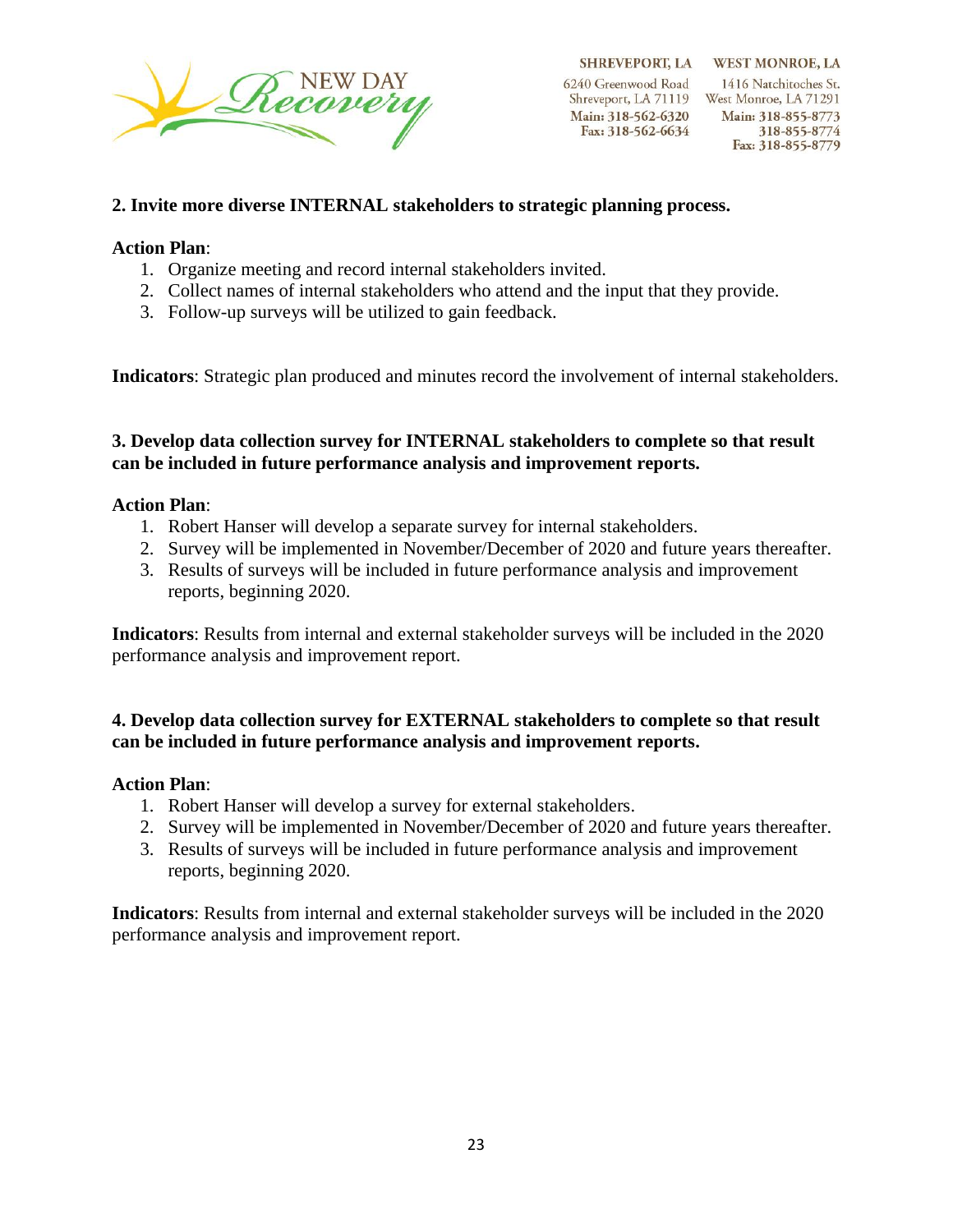**2. Invite more diverse INTERNAL stakeholders to strategic planning process.**

**Action Plan**:

1. Organize meeting and record internal stakeholders invited.
2. Collect names of internal stakeholders who attend and the input that they provide.
3. Follow-up surveys will be utilized to gain feedback.

**Indicators**: Strategic plan produced and minutes record the involvement of internal stakeholders.

**3. Develop data collection survey for INTERNAL stakeholders to complete so that result can be included in future performance analysis and improvement reports.**

**Action Plan**:

1. Robert Hanser will develop a separate survey for internal stakeholders.
2. Survey will be implemented in November/December of 2020 and future years thereafter.
3. Results of surveys will be included in future performance analysis and improvement reports, beginning 2020.

**Indicators**: Results from internal and external stakeholder surveys will be included in the 2020 performance analysis and improvement report.

**4. Develop data collection survey for EXTERNAL stakeholders to complete so that result can be included in future performance analysis and improvement reports.**

**Action Plan**:

1. Robert Hanser will develop a survey for external stakeholders.
2. Survey will be implemented in November/December of 2020 and future years thereafter.
3. Results of surveys will be included in future performance analysis and improvement reports, beginning 2020.

**Indicators**: Results from internal and external stakeholder surveys will be included in the 2020 performance analysis and improvement report.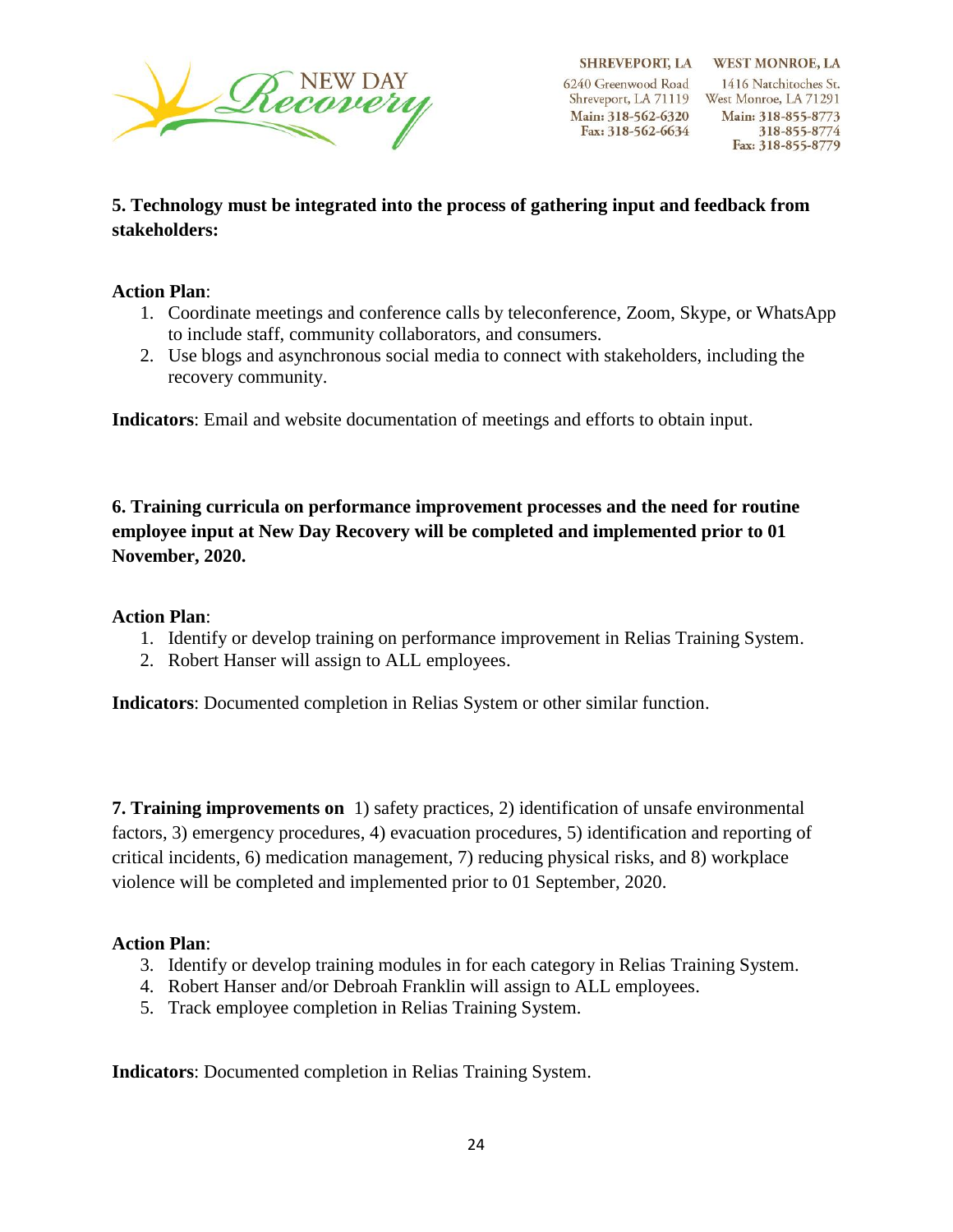**5. Technology must be integrated into the process of gathering input and feedback from stakeholders:**

**Action Plan**:

1. Coordinate meetings and conference calls by teleconference, Zoom, Skype, or WhatsApp to include staff, community collaborators, and consumers.
2. Use blogs and asynchronous social media to connect with stakeholders, including the recovery community.

**Indicators**: Email and website documentation of meetings and efforts to obtain input.

**6. Training curricula on performance improvement processes and the need for routine employee input at New Day Recovery will be completed and implemented prior to 01 November, 2020.**

**Action Plan**:

1. Identify or develop training on performance improvement in Relias Training System.
2. Robert Hanser will assign to ALL employees.

**Indicators**: Documented completion in Relias System or other similar function.

**7. Training improvements on** 1) safety practices, 2) identification of unsafe environmental factors, 3) emergency procedures, 4) evacuation procedures, 5) identification and reporting of critical incidents, 6) medication management, 7) reducing physical risks, and 8) workplace violence will be completed and implemented prior to 01 September, 2020.

**Action Plan**:

3. Identify or develop training modules in for each category in Relias Training System.
4. Robert Hanser and/or Debroah Franklin will assign to ALL employees.
5. Track employee completion in Relias Training System.

**Indicators**: Documented completion in Relias Training System.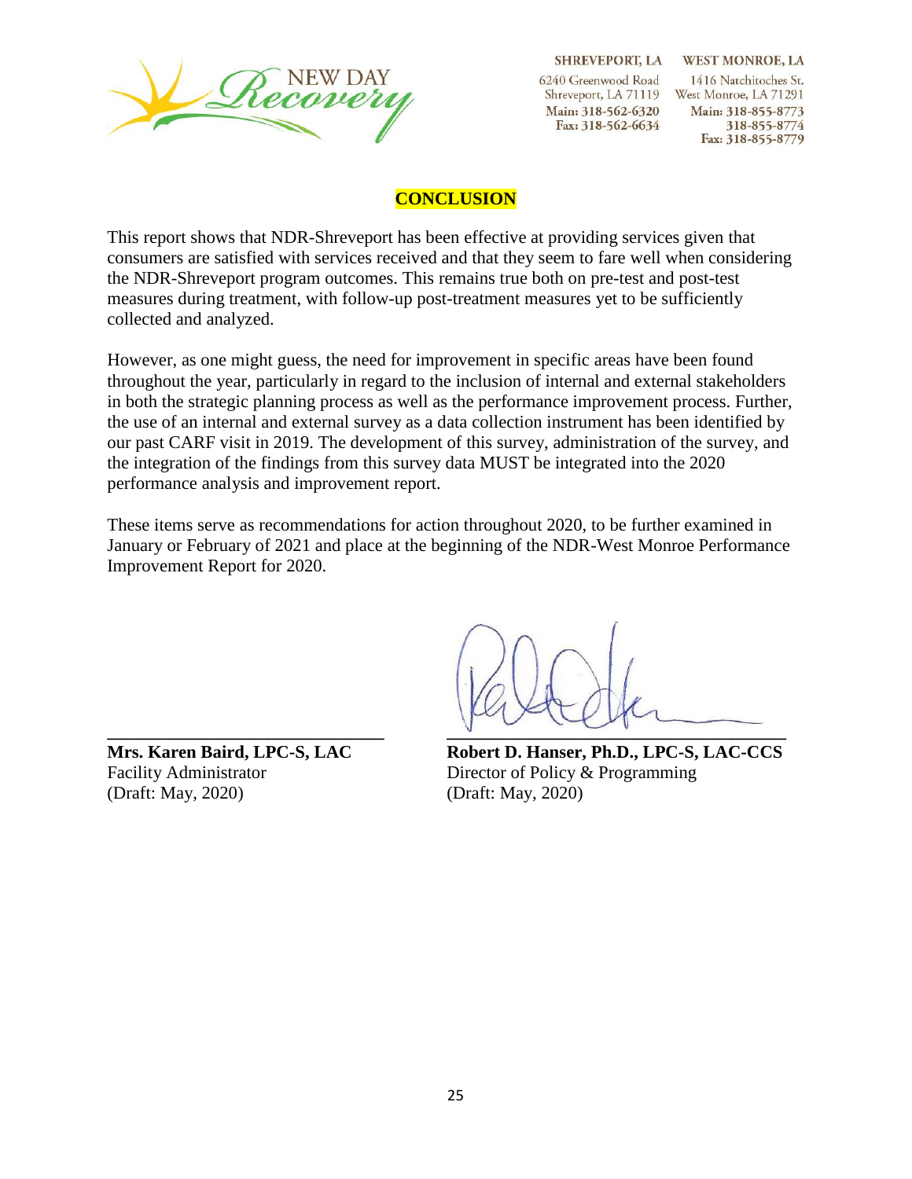SHREVEPORT, LA
6240 Greenwood Road
Shreveport, LA 71119
Main: 318-562-6320
Fax: 318-562-6634

WEST MONROE, LA
1416 Natchitoches St.
West Monroe, LA 71291
Main: 318-855-8773
318-855-8774
Fax: 318-855-8779

## CONCLUSION

This report shows that NDR-Shreveport has been effective at providing services given that consumers are satisfied with services received and that they seem to fare well when considering the NDR-Shreveport program outcomes. This remains true both on pre-test and post-test measures during treatment, with follow-up post-treatment measures yet to be sufficiently collected and analyzed.

However, as one might guess, the need for improvement in specific areas have been found throughout the year, particularly in regard to the inclusion of internal and external stakeholders in both the strategic planning process as well as the performance improvement process. Further, the use of an internal and external survey as a data collection instrument has been identified by our past CARF visit in 2019. The development of this survey, administration of the survey, and the integration of the findings from this survey data MUST be integrated into the 2020 performance analysis and improvement report.

These items serve as recommendations for action throughout 2020, to be further examined in January or February of 2021 and place at the beginning of the NDR-West Monroe Performance Improvement Report for 2020.

**Mrs. Karen Baird, LPC-S, LAC**
Facility Administrator
(Draft: May, 2020)

**Robert D. Hanser, Ph.D., LPC-S, LAC-CCS**
Director of Policy & Programming
(Draft: May, 2020)